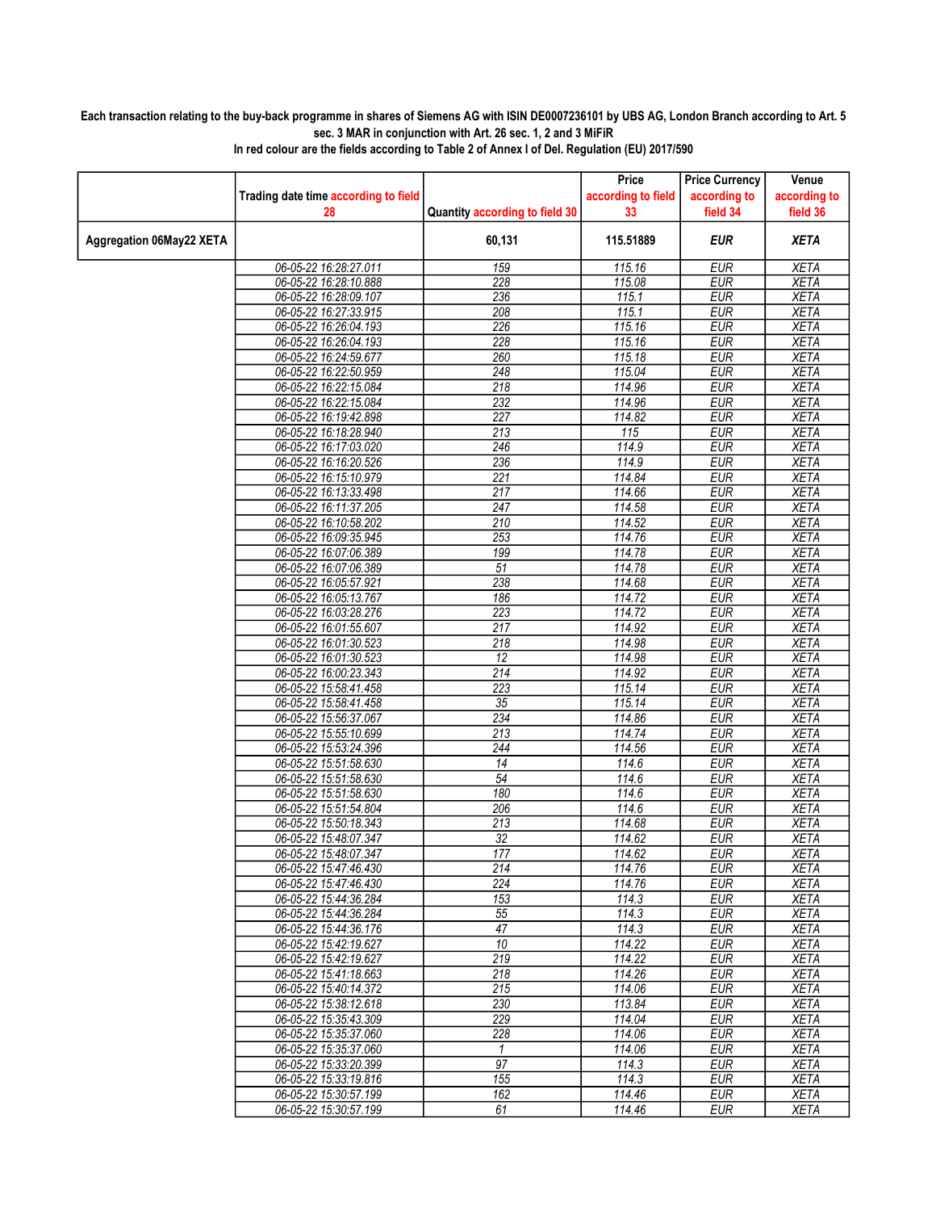**Each transaction relating to the buy-back programme in shares of Siemens AG with ISIN DE0007236101 by UBS AG, London Branch according to Art. 5 sec. 3 MAR in conjunction with Art. 26 sec. 1, 2 and 3 MiFiR**

**In red colour are the fields according to Table 2 of Annex I of Del. Regulation (EU) 2017/590**

| | Trading date time according to field 28 | Quantity according to field 30 | Price according to field 33 | Price Currency according to field 34 | Venue according to field 36 |
|---|---|---|---|---|---|
| Aggregation 06May22 XETA | | 60,131 | 115.51889 | EUR | XETA |
| | 06-05-22 16:28:27.011 | 159 | 115.16 | EUR | XETA |
| | 06-05-22 16:28:10.888 | 228 | 115.08 | EUR | XETA |
| | 06-05-22 16:28:09.107 | 236 | 115.1 | EUR | XETA |
| | 06-05-22 16:27:33.915 | 208 | 115.1 | EUR | XETA |
| | 06-05-22 16:26:04.193 | 226 | 115.16 | EUR | XETA |
| | 06-05-22 16:26:04.193 | 228 | 115.16 | EUR | XETA |
| | 06-05-22 16:24:59.677 | 260 | 115.18 | EUR | XETA |
| | 06-05-22 16:22:50.959 | 248 | 115.04 | EUR | XETA |
| | 06-05-22 16:22:15.084 | 218 | 114.96 | EUR | XETA |
| | 06-05-22 16:22:15.084 | 232 | 114.96 | EUR | XETA |
| | 06-05-22 16:19:42.898 | 227 | 114.82 | EUR | XETA |
| | 06-05-22 16:18:28.940 | 213 | 115 | EUR | XETA |
| | 06-05-22 16:17:03.020 | 246 | 114.9 | EUR | XETA |
| | 06-05-22 16:16:20.526 | 236 | 114.9 | EUR | XETA |
| | 06-05-22 16:15:10.979 | 221 | 114.84 | EUR | XETA |
| | 06-05-22 16:13:33.498 | 217 | 114.66 | EUR | XETA |
| | 06-05-22 16:11:37.205 | 247 | 114.58 | EUR | XETA |
| | 06-05-22 16:10:58.202 | 210 | 114.52 | EUR | XETA |
| | 06-05-22 16:09:35.945 | 253 | 114.76 | EUR | XETA |
| | 06-05-22 16:07:06.389 | 199 | 114.78 | EUR | XETA |
| | 06-05-22 16:07:06.389 | 51 | 114.78 | EUR | XETA |
| | 06-05-22 16:05:57.921 | 238 | 114.68 | EUR | XETA |
| | 06-05-22 16:05:13.767 | 186 | 114.72 | EUR | XETA |
| | 06-05-22 16:03:28.276 | 223 | 114.72 | EUR | XETA |
| | 06-05-22 16:01:55.607 | 217 | 114.92 | EUR | XETA |
| | 06-05-22 16:01:30.523 | 218 | 114.98 | EUR | XETA |
| | 06-05-22 16:01:30.523 | 12 | 114.98 | EUR | XETA |
| | 06-05-22 16:00:23.343 | 214 | 114.92 | EUR | XETA |
| | 06-05-22 15:58:41.458 | 223 | 115.14 | EUR | XETA |
| | 06-05-22 15:58:41.458 | 35 | 115.14 | EUR | XETA |
| | 06-05-22 15:56:37.067 | 234 | 114.86 | EUR | XETA |
| | 06-05-22 15:55:10.699 | 213 | 114.74 | EUR | XETA |
| | 06-05-22 15:53:24.396 | 244 | 114.56 | EUR | XETA |
| | 06-05-22 15:51:58.630 | 14 | 114.6 | EUR | XETA |
| | 06-05-22 15:51:58.630 | 54 | 114.6 | EUR | XETA |
| | 06-05-22 15:51:58.630 | 180 | 114.6 | EUR | XETA |
| | 06-05-22 15:51:54.804 | 206 | 114.6 | EUR | XETA |
| | 06-05-22 15:50:18.343 | 213 | 114.68 | EUR | XETA |
| | 06-05-22 15:48:07.347 | 32 | 114.62 | EUR | XETA |
| | 06-05-22 15:48:07.347 | 177 | 114.62 | EUR | XETA |
| | 06-05-22 15:47:46.430 | 214 | 114.76 | EUR | XETA |
| | 06-05-22 15:47:46.430 | 224 | 114.76 | EUR | XETA |
| | 06-05-22 15:44:36.284 | 153 | 114.3 | EUR | XETA |
| | 06-05-22 15:44:36.284 | 55 | 114.3 | EUR | XETA |
| | 06-05-22 15:44:36.176 | 47 | 114.3 | EUR | XETA |
| | 06-05-22 15:42:19.627 | 10 | 114.22 | EUR | XETA |
| | 06-05-22 15:42:19.627 | 219 | 114.22 | EUR | XETA |
| | 06-05-22 15:41:18.663 | 218 | 114.26 | EUR | XETA |
| | 06-05-22 15:40:14.372 | 215 | 114.06 | EUR | XETA |
| | 06-05-22 15:38:12.618 | 230 | 113.84 | EUR | XETA |
| | 06-05-22 15:35:43.309 | 229 | 114.04 | EUR | XETA |
| | 06-05-22 15:35:37.060 | 228 | 114.06 | EUR | XETA |
| | 06-05-22 15:35:37.060 | 1 | 114.06 | EUR | XETA |
| | 06-05-22 15:33:20.399 | 97 | 114.3 | EUR | XETA |
| | 06-05-22 15:33:19.816 | 155 | 114.3 | EUR | XETA |
| | 06-05-22 15:30:57.199 | 162 | 114.46 | EUR | XETA |
| | 06-05-22 15:30:57.199 | 61 | 114.46 | EUR | XETA |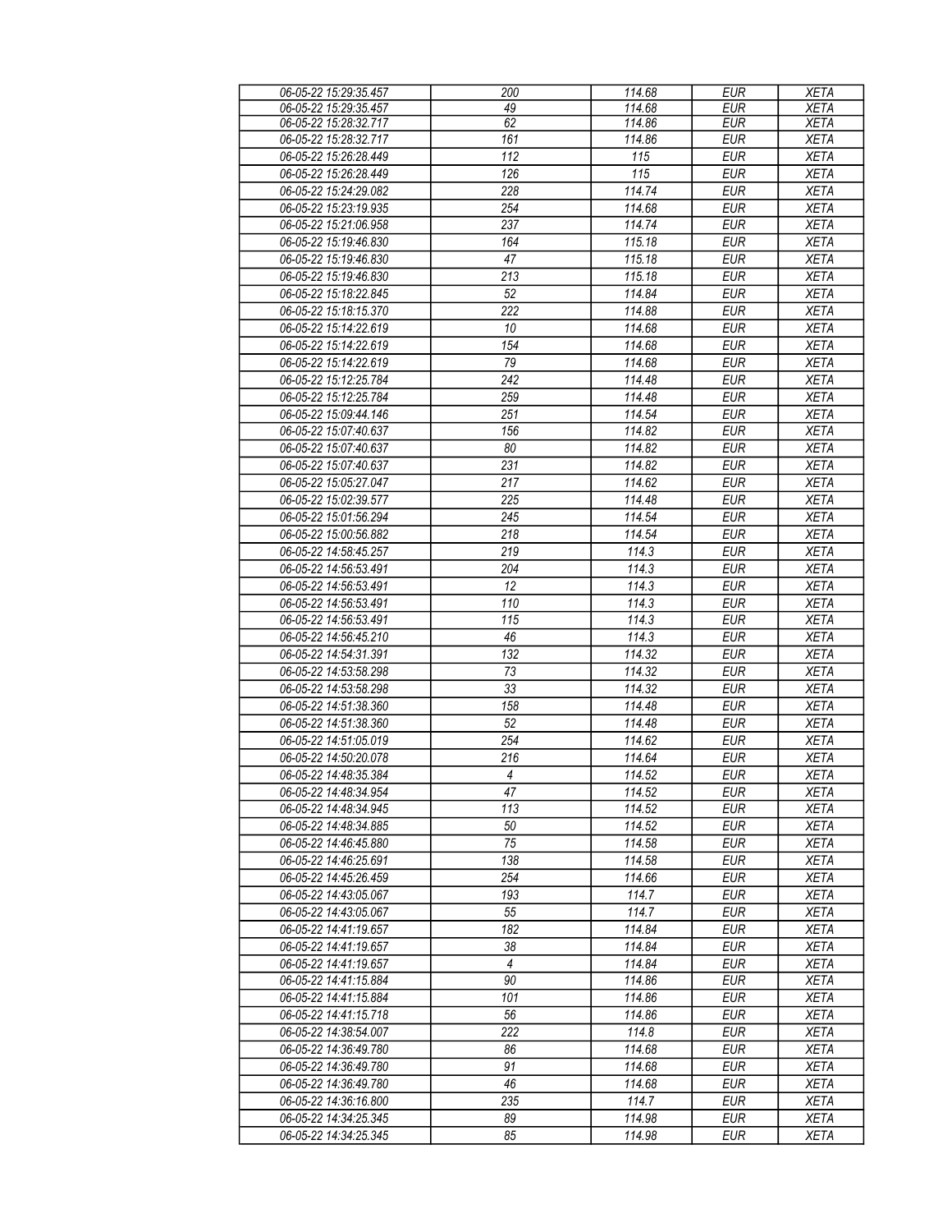| 06-05-22 15:29:35.457 | 200 | 114.68 | EUR | XETA |
|---|---|---|---|---|
| 06-05-22 15:29:35.457 | 49 | 114.68 | EUR | XETA |
| 06-05-22 15:28:32.717 | 62 | 114.86 | EUR | XETA |
| 06-05-22 15:28:32.717 | 161 | 114.86 | EUR | XETA |
| 06-05-22 15:26:28.449 | 112 | 115 | EUR | XETA |
| 06-05-22 15:26:28.449 | 126 | 115 | EUR | XETA |
| 06-05-22 15:24:29.082 | 228 | 114.74 | EUR | XETA |
| 06-05-22 15:23:19.935 | 254 | 114.68 | EUR | XETA |
| 06-05-22 15:21:06.958 | 237 | 114.74 | EUR | XETA |
| 06-05-22 15:19:46.830 | 164 | 115.18 | EUR | XETA |
| 06-05-22 15:19:46.830 | 47 | 115.18 | EUR | XETA |
| 06-05-22 15:19:46.830 | 213 | 115.18 | EUR | XETA |
| 06-05-22 15:18:22.845 | 52 | 114.84 | EUR | XETA |
| 06-05-22 15:18:15.370 | 222 | 114.88 | EUR | XETA |
| 06-05-22 15:14:22.619 | 10 | 114.68 | EUR | XETA |
| 06-05-22 15:14:22.619 | 154 | 114.68 | EUR | XETA |
| 06-05-22 15:14:22.619 | 79 | 114.68 | EUR | XETA |
| 06-05-22 15:12:25.784 | 242 | 114.48 | EUR | XETA |
| 06-05-22 15:12:25.784 | 259 | 114.48 | EUR | XETA |
| 06-05-22 15:09:44.146 | 251 | 114.54 | EUR | XETA |
| 06-05-22 15:07:40.637 | 156 | 114.82 | EUR | XETA |
| 06-05-22 15:07:40.637 | 80 | 114.82 | EUR | XETA |
| 06-05-22 15:07:40.637 | 231 | 114.82 | EUR | XETA |
| 06-05-22 15:05:27.047 | 217 | 114.62 | EUR | XETA |
| 06-05-22 15:02:39.577 | 225 | 114.48 | EUR | XETA |
| 06-05-22 15:01:56.294 | 245 | 114.54 | EUR | XETA |
| 06-05-22 15:00:56.882 | 218 | 114.54 | EUR | XETA |
| 06-05-22 14:58:45.257 | 219 | 114.3 | EUR | XETA |
| 06-05-22 14:56:53.491 | 204 | 114.3 | EUR | XETA |
| 06-05-22 14:56:53.491 | 12 | 114.3 | EUR | XETA |
| 06-05-22 14:56:53.491 | 110 | 114.3 | EUR | XETA |
| 06-05-22 14:56:53.491 | 115 | 114.3 | EUR | XETA |
| 06-05-22 14:56:45.210 | 46 | 114.3 | EUR | XETA |
| 06-05-22 14:54:31.391 | 132 | 114.32 | EUR | XETA |
| 06-05-22 14:53:58.298 | 73 | 114.32 | EUR | XETA |
| 06-05-22 14:53:58.298 | 33 | 114.32 | EUR | XETA |
| 06-05-22 14:51:38.360 | 158 | 114.48 | EUR | XETA |
| 06-05-22 14:51:38.360 | 52 | 114.48 | EUR | XETA |
| 06-05-22 14:51:05.019 | 254 | 114.62 | EUR | XETA |
| 06-05-22 14:50:20.078 | 216 | 114.64 | EUR | XETA |
| 06-05-22 14:48:35.384 | 4 | 114.52 | EUR | XETA |
| 06-05-22 14:48:34.954 | 47 | 114.52 | EUR | XETA |
| 06-05-22 14:48:34.945 | 113 | 114.52 | EUR | XETA |
| 06-05-22 14:48:34.885 | 50 | 114.52 | EUR | XETA |
| 06-05-22 14:46:45.880 | 75 | 114.58 | EUR | XETA |
| 06-05-22 14:46:25.691 | 138 | 114.58 | EUR | XETA |
| 06-05-22 14:45:26.459 | 254 | 114.66 | EUR | XETA |
| 06-05-22 14:43:05.067 | 193 | 114.7 | EUR | XETA |
| 06-05-22 14:43:05.067 | 55 | 114.7 | EUR | XETA |
| 06-05-22 14:41:19.657 | 182 | 114.84 | EUR | XETA |
| 06-05-22 14:41:19.657 | 38 | 114.84 | EUR | XETA |
| 06-05-22 14:41:19.657 | 4 | 114.84 | EUR | XETA |
| 06-05-22 14:41:15.884 | 90 | 114.86 | EUR | XETA |
| 06-05-22 14:41:15.884 | 101 | 114.86 | EUR | XETA |
| 06-05-22 14:41:15.718 | 56 | 114.86 | EUR | XETA |
| 06-05-22 14:38:54.007 | 222 | 114.8 | EUR | XETA |
| 06-05-22 14:36:49.780 | 86 | 114.68 | EUR | XETA |
| 06-05-22 14:36:49.780 | 91 | 114.68 | EUR | XETA |
| 06-05-22 14:36:49.780 | 46 | 114.68 | EUR | XETA |
| 06-05-22 14:36:16.800 | 235 | 114.7 | EUR | XETA |
| 06-05-22 14:34:25.345 | 89 | 114.98 | EUR | XETA |
| 06-05-22 14:34:25.345 | 85 | 114.98 | EUR | XETA |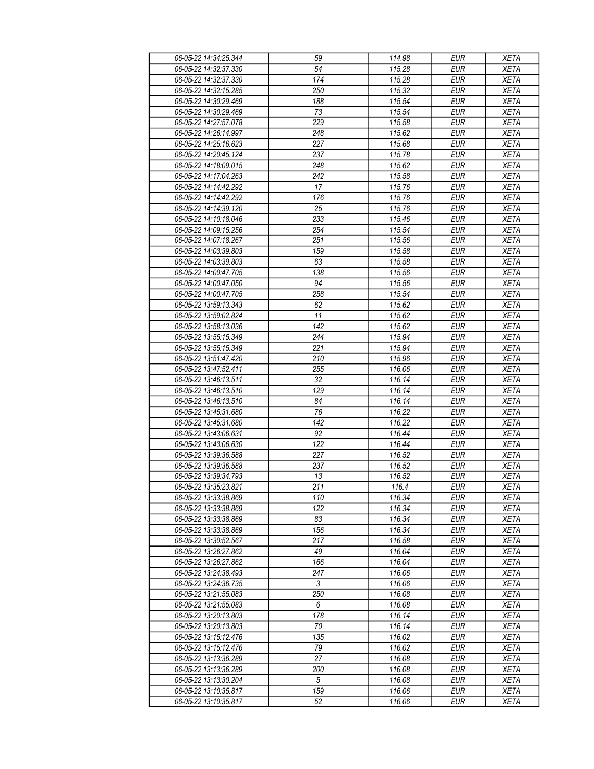| 06-05-22 14:34:25.344 | 59 | 114.98 | EUR | XETA |
|---|---|---|---|---|
| 06-05-22 14:32:37.330 | 54 | 115.28 | EUR | XETA |
| 06-05-22 14:32:37.330 | 174 | 115.28 | EUR | XETA |
| 06-05-22 14:32:15.285 | 250 | 115.32 | EUR | XETA |
| 06-05-22 14:30:29.469 | 188 | 115.54 | EUR | XETA |
| 06-05-22 14:30:29.469 | 73 | 115.54 | EUR | XETA |
| 06-05-22 14:27:57.078 | 229 | 115.58 | EUR | XETA |
| 06-05-22 14:26:14.997 | 248 | 115.62 | EUR | XETA |
| 06-05-22 14:25:16.623 | 227 | 115.68 | EUR | XETA |
| 06-05-22 14:20:45.124 | 237 | 115.78 | EUR | XETA |
| 06-05-22 14:18:09.015 | 248 | 115.62 | EUR | XETA |
| 06-05-22 14:17:04.263 | 242 | 115.58 | EUR | XETA |
| 06-05-22 14:14:42.292 | 17 | 115.76 | EUR | XETA |
| 06-05-22 14:14:42.292 | 176 | 115.76 | EUR | XETA |
| 06-05-22 14:14:39.120 | 25 | 115.76 | EUR | XETA |
| 06-05-22 14:10:18.046 | 233 | 115.46 | EUR | XETA |
| 06-05-22 14:09:15.256 | 254 | 115.54 | EUR | XETA |
| 06-05-22 14:07:18.267 | 251 | 115.56 | EUR | XETA |
| 06-05-22 14:03:39.803 | 159 | 115.58 | EUR | XETA |
| 06-05-22 14:03:39.803 | 63 | 115.58 | EUR | XETA |
| 06-05-22 14:00:47.705 | 138 | 115.56 | EUR | XETA |
| 06-05-22 14:00:47.050 | 94 | 115.56 | EUR | XETA |
| 06-05-22 14:00:47.705 | 258 | 115.54 | EUR | XETA |
| 06-05-22 13:59:13.343 | 62 | 115.62 | EUR | XETA |
| 06-05-22 13:59:02.824 | 11 | 115.62 | EUR | XETA |
| 06-05-22 13:58:13.036 | 142 | 115.62 | EUR | XETA |
| 06-05-22 13:55:15.349 | 244 | 115.94 | EUR | XETA |
| 06-05-22 13:55:15.349 | 221 | 115.94 | EUR | XETA |
| 06-05-22 13:51:47.420 | 210 | 115.96 | EUR | XETA |
| 06-05-22 13:47:52.411 | 255 | 116.06 | EUR | XETA |
| 06-05-22 13:46:13.511 | 32 | 116.14 | EUR | XETA |
| 06-05-22 13:46:13.510 | 129 | 116.14 | EUR | XETA |
| 06-05-22 13:46:13.510 | 84 | 116.14 | EUR | XETA |
| 06-05-22 13:45:31.680 | 76 | 116.22 | EUR | XETA |
| 06-05-22 13:45:31.680 | 142 | 116.22 | EUR | XETA |
| 06-05-22 13:43:06.631 | 92 | 116.44 | EUR | XETA |
| 06-05-22 13:43:06.630 | 122 | 116.44 | EUR | XETA |
| 06-05-22 13:39:36.588 | 227 | 116.52 | EUR | XETA |
| 06-05-22 13:39:36.588 | 237 | 116.52 | EUR | XETA |
| 06-05-22 13:39:34.793 | 13 | 116.52 | EUR | XETA |
| 06-05-22 13:35:23.821 | 211 | 116.4 | EUR | XETA |
| 06-05-22 13:33:38.869 | 110 | 116.34 | EUR | XETA |
| 06-05-22 13:33:38.869 | 122 | 116.34 | EUR | XETA |
| 06-05-22 13:33:38.869 | 83 | 116.34 | EUR | XETA |
| 06-05-22 13:33:38.869 | 156 | 116.34 | EUR | XETA |
| 06-05-22 13:30:52.567 | 217 | 116.58 | EUR | XETA |
| 06-05-22 13:26:27.862 | 49 | 116.04 | EUR | XETA |
| 06-05-22 13:26:27.862 | 166 | 116.04 | EUR | XETA |
| 06-05-22 13:24:38.493 | 247 | 116.06 | EUR | XETA |
| 06-05-22 13:24:36.735 | 3 | 116.06 | EUR | XETA |
| 06-05-22 13:21:55.083 | 250 | 116.08 | EUR | XETA |
| 06-05-22 13:21:55.083 | 6 | 116.08 | EUR | XETA |
| 06-05-22 13:20:13.803 | 178 | 116.14 | EUR | XETA |
| 06-05-22 13:20:13.803 | 70 | 116.14 | EUR | XETA |
| 06-05-22 13:15:12.476 | 135 | 116.02 | EUR | XETA |
| 06-05-22 13:15:12.476 | 79 | 116.02 | EUR | XETA |
| 06-05-22 13:13:36.289 | 27 | 116.08 | EUR | XETA |
| 06-05-22 13:13:36.289 | 200 | 116.08 | EUR | XETA |
| 06-05-22 13:13:30.204 | 5 | 116.08 | EUR | XETA |
| 06-05-22 13:10:35.817 | 159 | 116.06 | EUR | XETA |
| 06-05-22 13:10:35.817 | 52 | 116.06 | EUR | XETA |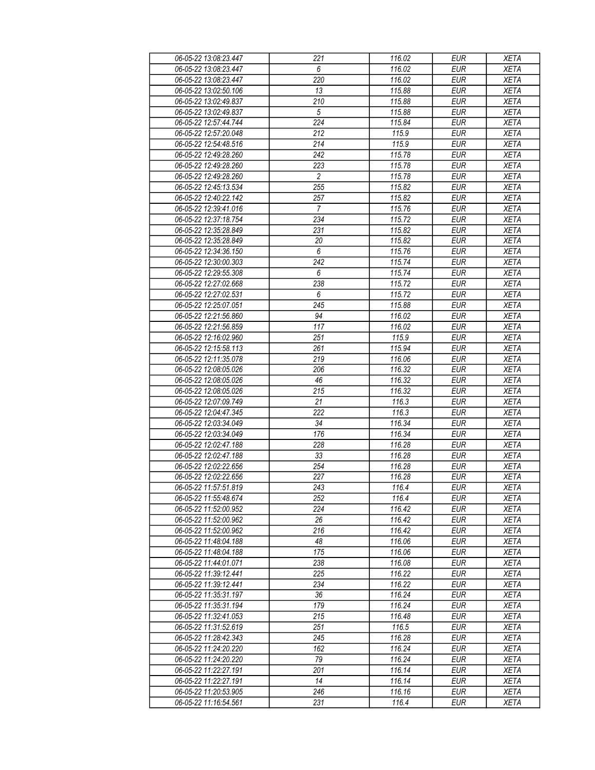| 06-05-22 13:08:23.447 | 221 | 116.02 | EUR | XETA |
|---|---|---|---|---|
| 06-05-22 13:08:23.447 | 6 | 116.02 | EUR | XETA |
| 06-05-22 13:08:23.447 | 220 | 116.02 | EUR | XETA |
| 06-05-22 13:02:50.106 | 13 | 115.88 | EUR | XETA |
| 06-05-22 13:02:49.837 | 210 | 115.88 | EUR | XETA |
| 06-05-22 13:02:49.837 | 5 | 115.88 | EUR | XETA |
| 06-05-22 12:57:44.744 | 224 | 115.84 | EUR | XETA |
| 06-05-22 12:57:20.048 | 212 | 115.9 | EUR | XETA |
| 06-05-22 12:54:48.516 | 214 | 115.9 | EUR | XETA |
| 06-05-22 12:49:28.260 | 242 | 115.78 | EUR | XETA |
| 06-05-22 12:49:28.260 | 223 | 115.78 | EUR | XETA |
| 06-05-22 12:49:28.260 | 2 | 115.78 | EUR | XETA |
| 06-05-22 12:45:13.534 | 255 | 115.82 | EUR | XETA |
| 06-05-22 12:40:22.142 | 257 | 115.82 | EUR | XETA |
| 06-05-22 12:39:41.016 | 7 | 115.76 | EUR | XETA |
| 06-05-22 12:37:18.754 | 234 | 115.72 | EUR | XETA |
| 06-05-22 12:35:28.849 | 231 | 115.82 | EUR | XETA |
| 06-05-22 12:35:28.849 | 20 | 115.82 | EUR | XETA |
| 06-05-22 12:34:36.150 | 6 | 115.76 | EUR | XETA |
| 06-05-22 12:30:00.303 | 242 | 115.74 | EUR | XETA |
| 06-05-22 12:29:55.308 | 6 | 115.74 | EUR | XETA |
| 06-05-22 12:27:02.668 | 238 | 115.72 | EUR | XETA |
| 06-05-22 12:27:02.531 | 6 | 115.72 | EUR | XETA |
| 06-05-22 12:25:07.051 | 245 | 115.88 | EUR | XETA |
| 06-05-22 12:21:56.860 | 94 | 116.02 | EUR | XETA |
| 06-05-22 12:21:56.859 | 117 | 116.02 | EUR | XETA |
| 06-05-22 12:16:02.960 | 251 | 115.9 | EUR | XETA |
| 06-05-22 12:15:58.113 | 261 | 115.94 | EUR | XETA |
| 06-05-22 12:11:35.078 | 219 | 116.06 | EUR | XETA |
| 06-05-22 12:08:05.026 | 206 | 116.32 | EUR | XETA |
| 06-05-22 12:08:05.026 | 46 | 116.32 | EUR | XETA |
| 06-05-22 12:08:05.026 | 215 | 116.32 | EUR | XETA |
| 06-05-22 12:07:09.749 | 21 | 116.3 | EUR | XETA |
| 06-05-22 12:04:47.345 | 222 | 116.3 | EUR | XETA |
| 06-05-22 12:03:34.049 | 34 | 116.34 | EUR | XETA |
| 06-05-22 12:03:34.049 | 176 | 116.34 | EUR | XETA |
| 06-05-22 12:02:47.188 | 228 | 116.28 | EUR | XETA |
| 06-05-22 12:02:47.188 | 33 | 116.28 | EUR | XETA |
| 06-05-22 12:02:22.656 | 254 | 116.28 | EUR | XETA |
| 06-05-22 12:02:22.656 | 227 | 116.28 | EUR | XETA |
| 06-05-22 11:57:51.819 | 243 | 116.4 | EUR | XETA |
| 06-05-22 11:55:48.674 | 252 | 116.4 | EUR | XETA |
| 06-05-22 11:52:00.952 | 224 | 116.42 | EUR | XETA |
| 06-05-22 11:52:00.962 | 26 | 116.42 | EUR | XETA |
| 06-05-22 11:52:00.962 | 216 | 116.42 | EUR | XETA |
| 06-05-22 11:48:04.188 | 48 | 116.06 | EUR | XETA |
| 06-05-22 11:48:04.188 | 175 | 116.06 | EUR | XETA |
| 06-05-22 11:44:01.071 | 238 | 116.08 | EUR | XETA |
| 06-05-22 11:39:12.441 | 225 | 116.22 | EUR | XETA |
| 06-05-22 11:39:12.441 | 234 | 116.22 | EUR | XETA |
| 06-05-22 11:35:31.197 | 36 | 116.24 | EUR | XETA |
| 06-05-22 11:35:31.194 | 179 | 116.24 | EUR | XETA |
| 06-05-22 11:32:41.053 | 215 | 116.48 | EUR | XETA |
| 06-05-22 11:31:52.619 | 251 | 116.5 | EUR | XETA |
| 06-05-22 11:28:42.343 | 245 | 116.28 | EUR | XETA |
| 06-05-22 11:24:20.220 | 162 | 116.24 | EUR | XETA |
| 06-05-22 11:24:20.220 | 79 | 116.24 | EUR | XETA |
| 06-05-22 11:22:27.191 | 201 | 116.14 | EUR | XETA |
| 06-05-22 11:22:27.191 | 14 | 116.14 | EUR | XETA |
| 06-05-22 11:20:53.905 | 246 | 116.16 | EUR | XETA |
| 06-05-22 11:16:54.561 | 231 | 116.4 | EUR | XETA |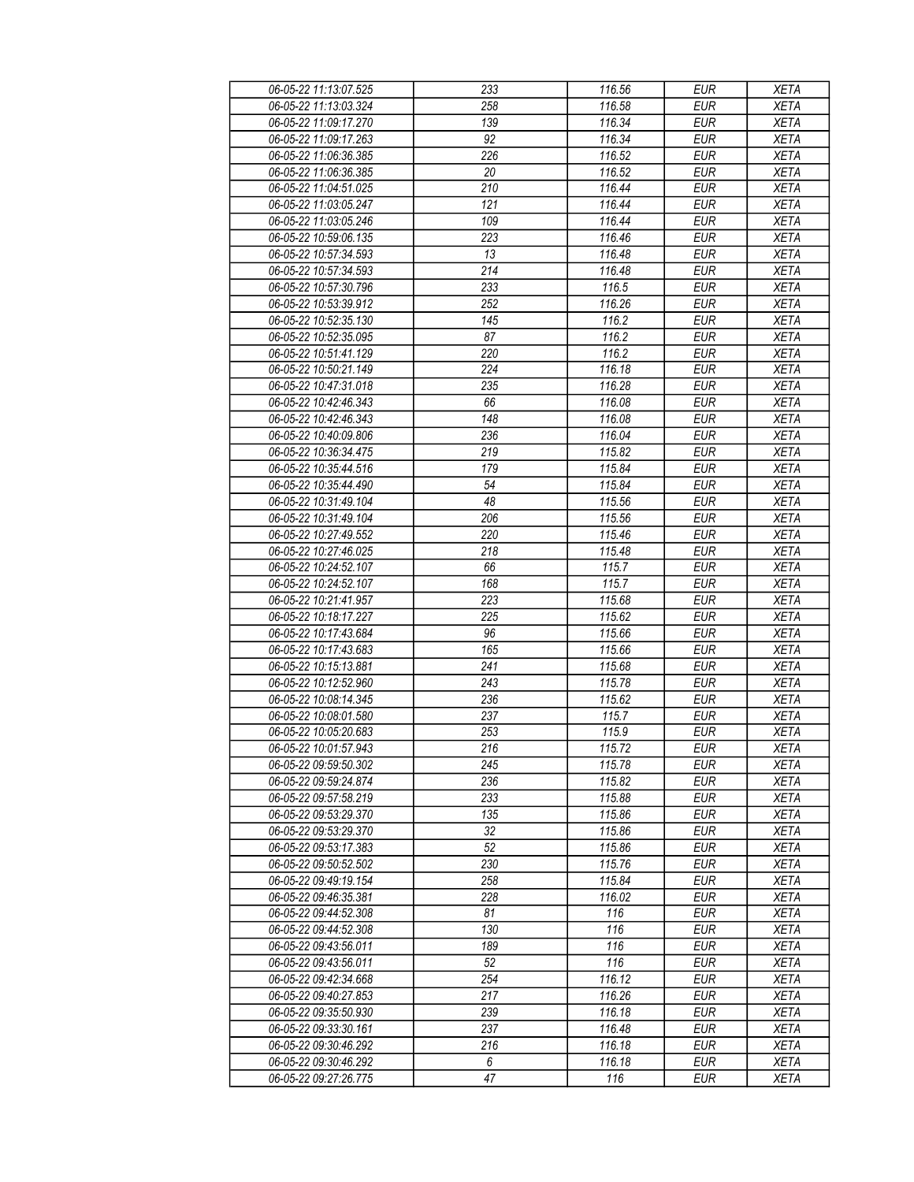| 06-05-22 11:13:07.525 | 233 | 116.56 | EUR | XETA |
|---|---|---|---|---|
| 06-05-22 11:13:03.324 | 258 | 116.58 | EUR | XETA |
| 06-05-22 11:09:17.270 | 139 | 116.34 | EUR | XETA |
| 06-05-22 11:09:17.263 | 92 | 116.34 | EUR | XETA |
| 06-05-22 11:06:36.385 | 226 | 116.52 | EUR | XETA |
| 06-05-22 11:06:36.385 | 20 | 116.52 | EUR | XETA |
| 06-05-22 11:04:51.025 | 210 | 116.44 | EUR | XETA |
| 06-05-22 11:03:05.247 | 121 | 116.44 | EUR | XETA |
| 06-05-22 11:03:05.246 | 109 | 116.44 | EUR | XETA |
| 06-05-22 10:59:06.135 | 223 | 116.46 | EUR | XETA |
| 06-05-22 10:57:34.593 | 13 | 116.48 | EUR | XETA |
| 06-05-22 10:57:34.593 | 214 | 116.48 | EUR | XETA |
| 06-05-22 10:57:30.796 | 233 | 116.5 | EUR | XETA |
| 06-05-22 10:53:39.912 | 252 | 116.26 | EUR | XETA |
| 06-05-22 10:52:35.130 | 145 | 116.2 | EUR | XETA |
| 06-05-22 10:52:35.095 | 87 | 116.2 | EUR | XETA |
| 06-05-22 10:51:41.129 | 220 | 116.2 | EUR | XETA |
| 06-05-22 10:50:21.149 | 224 | 116.18 | EUR | XETA |
| 06-05-22 10:47:31.018 | 235 | 116.28 | EUR | XETA |
| 06-05-22 10:42:46.343 | 66 | 116.08 | EUR | XETA |
| 06-05-22 10:42:46.343 | 148 | 116.08 | EUR | XETA |
| 06-05-22 10:40:09.806 | 236 | 116.04 | EUR | XETA |
| 06-05-22 10:36:34.475 | 219 | 115.82 | EUR | XETA |
| 06-05-22 10:35:44.516 | 179 | 115.84 | EUR | XETA |
| 06-05-22 10:35:44.490 | 54 | 115.84 | EUR | XETA |
| 06-05-22 10:31:49.104 | 48 | 115.56 | EUR | XETA |
| 06-05-22 10:31:49.104 | 206 | 115.56 | EUR | XETA |
| 06-05-22 10:27:49.552 | 220 | 115.46 | EUR | XETA |
| 06-05-22 10:27:46.025 | 218 | 115.48 | EUR | XETA |
| 06-05-22 10:24:52.107 | 66 | 115.7 | EUR | XETA |
| 06-05-22 10:24:52.107 | 168 | 115.7 | EUR | XETA |
| 06-05-22 10:21:41.957 | 223 | 115.68 | EUR | XETA |
| 06-05-22 10:18:17.227 | 225 | 115.62 | EUR | XETA |
| 06-05-22 10:17:43.684 | 96 | 115.66 | EUR | XETA |
| 06-05-22 10:17:43.683 | 165 | 115.66 | EUR | XETA |
| 06-05-22 10:15:13.881 | 241 | 115.68 | EUR | XETA |
| 06-05-22 10:12:52.960 | 243 | 115.78 | EUR | XETA |
| 06-05-22 10:08:14.345 | 236 | 115.62 | EUR | XETA |
| 06-05-22 10:08:01.580 | 237 | 115.7 | EUR | XETA |
| 06-05-22 10:05:20.683 | 253 | 115.9 | EUR | XETA |
| 06-05-22 10:01:57.943 | 216 | 115.72 | EUR | XETA |
| 06-05-22 09:59:50.302 | 245 | 115.78 | EUR | XETA |
| 06-05-22 09:59:24.874 | 236 | 115.82 | EUR | XETA |
| 06-05-22 09:57:58.219 | 233 | 115.88 | EUR | XETA |
| 06-05-22 09:53:29.370 | 135 | 115.86 | EUR | XETA |
| 06-05-22 09:53:29.370 | 32 | 115.86 | EUR | XETA |
| 06-05-22 09:53:17.383 | 52 | 115.86 | EUR | XETA |
| 06-05-22 09:50:52.502 | 230 | 115.76 | EUR | XETA |
| 06-05-22 09:49:19.154 | 258 | 115.84 | EUR | XETA |
| 06-05-22 09:46:35.381 | 228 | 116.02 | EUR | XETA |
| 06-05-22 09:44:52.308 | 81 | 116 | EUR | XETA |
| 06-05-22 09:44:52.308 | 130 | 116 | EUR | XETA |
| 06-05-22 09:43:56.011 | 189 | 116 | EUR | XETA |
| 06-05-22 09:43:56.011 | 52 | 116 | EUR | XETA |
| 06-05-22 09:42:34.668 | 254 | 116.12 | EUR | XETA |
| 06-05-22 09:40:27.853 | 217 | 116.26 | EUR | XETA |
| 06-05-22 09:35:50.930 | 239 | 116.18 | EUR | XETA |
| 06-05-22 09:33:30.161 | 237 | 116.48 | EUR | XETA |
| 06-05-22 09:30:46.292 | 216 | 116.18 | EUR | XETA |
| 06-05-22 09:30:46.292 | 6 | 116.18 | EUR | XETA |
| 06-05-22 09:27:26.775 | 47 | 116 | EUR | XETA |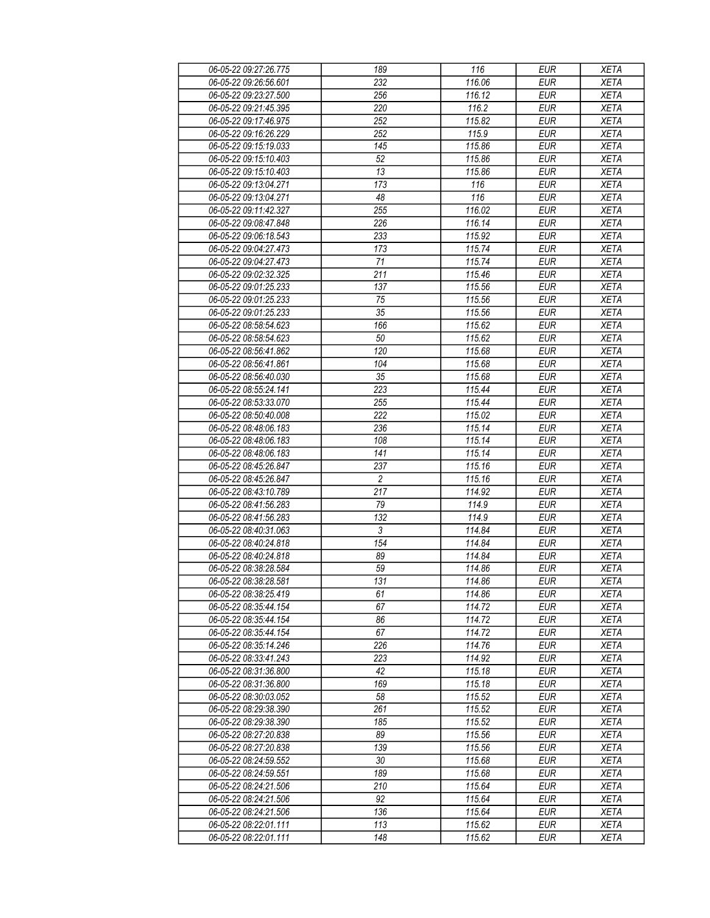| 06-05-22 09:27:26.775 | 189 | 116 | EUR | XETA |
|---|---|---|---|---|
| 06-05-22 09:26:56.601 | 232 | 116.06 | EUR | XETA |
| 06-05-22 09:23:27.500 | 256 | 116.12 | EUR | XETA |
| 06-05-22 09:21:45.395 | 220 | 116.2 | EUR | XETA |
| 06-05-22 09:17:46.975 | 252 | 115.82 | EUR | XETA |
| 06-05-22 09:16:26.229 | 252 | 115.9 | EUR | XETA |
| 06-05-22 09:15:19.033 | 145 | 115.86 | EUR | XETA |
| 06-05-22 09:15:10.403 | 52 | 115.86 | EUR | XETA |
| 06-05-22 09:15:10.403 | 13 | 115.86 | EUR | XETA |
| 06-05-22 09:13:04.271 | 173 | 116 | EUR | XETA |
| 06-05-22 09:13:04.271 | 48 | 116 | EUR | XETA |
| 06-05-22 09:11:42.327 | 255 | 116.02 | EUR | XETA |
| 06-05-22 09:08:47.848 | 226 | 116.14 | EUR | XETA |
| 06-05-22 09:06:18.543 | 233 | 115.92 | EUR | XETA |
| 06-05-22 09:04:27.473 | 173 | 115.74 | EUR | XETA |
| 06-05-22 09:04:27.473 | 71 | 115.74 | EUR | XETA |
| 06-05-22 09:02:32.325 | 211 | 115.46 | EUR | XETA |
| 06-05-22 09:01:25.233 | 137 | 115.56 | EUR | XETA |
| 06-05-22 09:01:25.233 | 75 | 115.56 | EUR | XETA |
| 06-05-22 09:01:25.233 | 35 | 115.56 | EUR | XETA |
| 06-05-22 08:58:54.623 | 166 | 115.62 | EUR | XETA |
| 06-05-22 08:58:54.623 | 50 | 115.62 | EUR | XETA |
| 06-05-22 08:56:41.862 | 120 | 115.68 | EUR | XETA |
| 06-05-22 08:56:41.861 | 104 | 115.68 | EUR | XETA |
| 06-05-22 08:56:40.030 | 35 | 115.68 | EUR | XETA |
| 06-05-22 08:55:24.141 | 223 | 115.44 | EUR | XETA |
| 06-05-22 08:53:33.070 | 255 | 115.44 | EUR | XETA |
| 06-05-22 08:50:40.008 | 222 | 115.02 | EUR | XETA |
| 06-05-22 08:48:06.183 | 236 | 115.14 | EUR | XETA |
| 06-05-22 08:48:06.183 | 108 | 115.14 | EUR | XETA |
| 06-05-22 08:48:06.183 | 141 | 115.14 | EUR | XETA |
| 06-05-22 08:45:26.847 | 237 | 115.16 | EUR | XETA |
| 06-05-22 08:45:26.847 | 2 | 115.16 | EUR | XETA |
| 06-05-22 08:43:10.789 | 217 | 114.92 | EUR | XETA |
| 06-05-22 08:41:56.283 | 79 | 114.9 | EUR | XETA |
| 06-05-22 08:41:56.283 | 132 | 114.9 | EUR | XETA |
| 06-05-22 08:40:31.063 | 3 | 114.84 | EUR | XETA |
| 06-05-22 08:40:24.818 | 154 | 114.84 | EUR | XETA |
| 06-05-22 08:40:24.818 | 89 | 114.84 | EUR | XETA |
| 06-05-22 08:38:28.584 | 59 | 114.86 | EUR | XETA |
| 06-05-22 08:38:28.581 | 131 | 114.86 | EUR | XETA |
| 06-05-22 08:38:25.419 | 61 | 114.86 | EUR | XETA |
| 06-05-22 08:35:44.154 | 67 | 114.72 | EUR | XETA |
| 06-05-22 08:35:44.154 | 86 | 114.72 | EUR | XETA |
| 06-05-22 08:35:44.154 | 67 | 114.72 | EUR | XETA |
| 06-05-22 08:35:14.246 | 226 | 114.76 | EUR | XETA |
| 06-05-22 08:33:41.243 | 223 | 114.92 | EUR | XETA |
| 06-05-22 08:31:36.800 | 42 | 115.18 | EUR | XETA |
| 06-05-22 08:31:36.800 | 169 | 115.18 | EUR | XETA |
| 06-05-22 08:30:03.052 | 58 | 115.52 | EUR | XETA |
| 06-05-22 08:29:38.390 | 261 | 115.52 | EUR | XETA |
| 06-05-22 08:29:38.390 | 185 | 115.52 | EUR | XETA |
| 06-05-22 08:27:20.838 | 89 | 115.56 | EUR | XETA |
| 06-05-22 08:27:20.838 | 139 | 115.56 | EUR | XETA |
| 06-05-22 08:24:59.552 | 30 | 115.68 | EUR | XETA |
| 06-05-22 08:24:59.551 | 189 | 115.68 | EUR | XETA |
| 06-05-22 08:24:21.506 | 210 | 115.64 | EUR | XETA |
| 06-05-22 08:24:21.506 | 92 | 115.64 | EUR | XETA |
| 06-05-22 08:24:21.506 | 136 | 115.64 | EUR | XETA |
| 06-05-22 08:22:01.111 | 113 | 115.62 | EUR | XETA |
| 06-05-22 08:22:01.111 | 148 | 115.62 | EUR | XETA |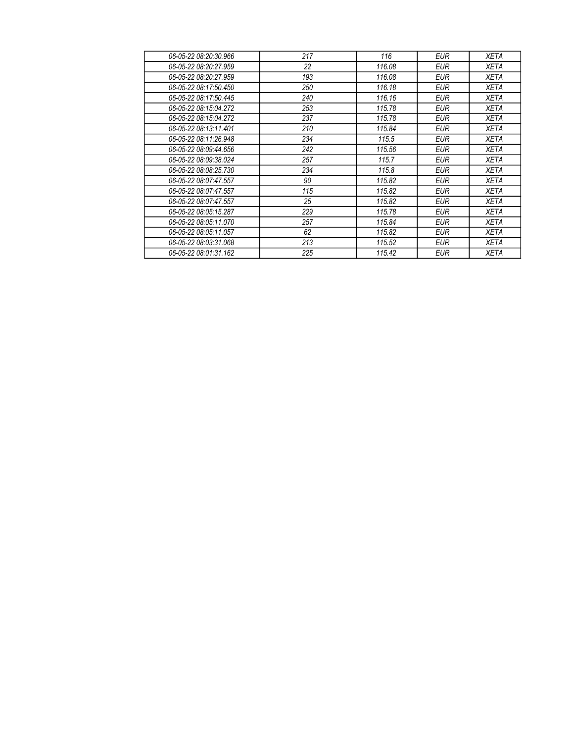| 06-05-22 08:20:30.966 | 217 | 116 | EUR | XETA |
|---|---|---|---|---|
| 06-05-22 08:20:27.959 | 22 | 116.08 | EUR | XETA |
| 06-05-22 08:20:27.959 | 193 | 116.08 | EUR | XETA |
| 06-05-22 08:17:50.450 | 250 | 116.18 | EUR | XETA |
| 06-05-22 08:17:50.445 | 240 | 116.16 | EUR | XETA |
| 06-05-22 08:15:04.272 | 253 | 115.78 | EUR | XETA |
| 06-05-22 08:15:04.272 | 237 | 115.78 | EUR | XETA |
| 06-05-22 08:13:11.401 | 210 | 115.84 | EUR | XETA |
| 06-05-22 08:11:26.948 | 234 | 115.5 | EUR | XETA |
| 06-05-22 08:09:44.656 | 242 | 115.56 | EUR | XETA |
| 06-05-22 08:09:38.024 | 257 | 115.7 | EUR | XETA |
| 06-05-22 08:08:25.730 | 234 | 115.8 | EUR | XETA |
| 06-05-22 08:07:47.557 | 90 | 115.82 | EUR | XETA |
| 06-05-22 08:07:47.557 | 115 | 115.82 | EUR | XETA |
| 06-05-22 08:07:47.557 | 25 | 115.82 | EUR | XETA |
| 06-05-22 08:05:15.287 | 229 | 115.78 | EUR | XETA |
| 06-05-22 08:05:11.070 | 257 | 115.84 | EUR | XETA |
| 06-05-22 08:05:11.057 | 62 | 115.82 | EUR | XETA |
| 06-05-22 08:03:31.068 | 213 | 115.52 | EUR | XETA |
| 06-05-22 08:01:31.162 | 225 | 115.42 | EUR | XETA |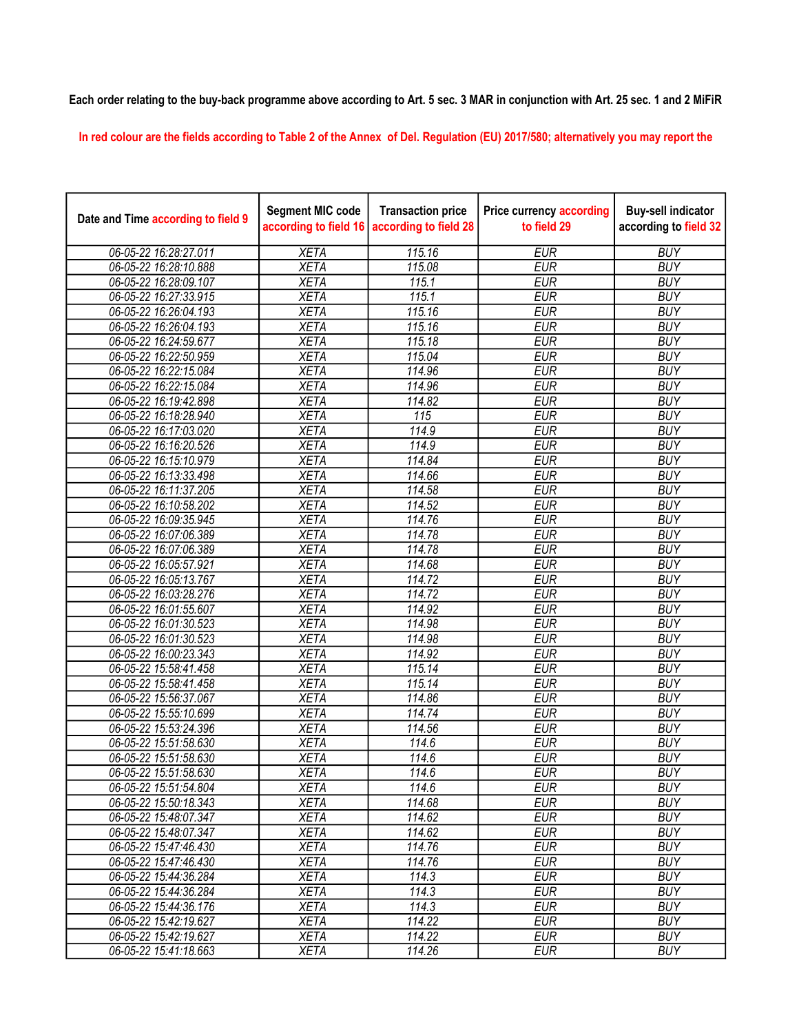Each order relating to the buy-back programme above according to Art. 5 sec. 3 MAR in conjunction with Art. 25 sec. 1 and 2 MiFiR

In red colour are the fields according to Table 2 of the Annex of Del. Regulation (EU) 2017/580; alternatively you may report the

| Date and Time according to field 9 | Segment MIC code according to field 16 | Transaction price according to field 28 | Price currency according to field 29 | Buy-sell indicator according to field 32 |
|---|---|---|---|---|
| 06-05-22 16:28:27.011 | XETA | 115.16 | EUR | BUY |
| 06-05-22 16:28:10.888 | XETA | 115.08 | EUR | BUY |
| 06-05-22 16:28:09.107 | XETA | 115.1 | EUR | BUY |
| 06-05-22 16:27:33.915 | XETA | 115.1 | EUR | BUY |
| 06-05-22 16:26:04.193 | XETA | 115.16 | EUR | BUY |
| 06-05-22 16:26:04.193 | XETA | 115.16 | EUR | BUY |
| 06-05-22 16:24:59.677 | XETA | 115.18 | EUR | BUY |
| 06-05-22 16:22:50.959 | XETA | 115.04 | EUR | BUY |
| 06-05-22 16:22:15.084 | XETA | 114.96 | EUR | BUY |
| 06-05-22 16:22:15.084 | XETA | 114.96 | EUR | BUY |
| 06-05-22 16:19:42.898 | XETA | 114.82 | EUR | BUY |
| 06-05-22 16:18:28.940 | XETA | 115 | EUR | BUY |
| 06-05-22 16:17:03.020 | XETA | 114.9 | EUR | BUY |
| 06-05-22 16:16:20.526 | XETA | 114.9 | EUR | BUY |
| 06-05-22 16:15:10.979 | XETA | 114.84 | EUR | BUY |
| 06-05-22 16:13:33.498 | XETA | 114.66 | EUR | BUY |
| 06-05-22 16:11:37.205 | XETA | 114.58 | EUR | BUY |
| 06-05-22 16:10:58.202 | XETA | 114.52 | EUR | BUY |
| 06-05-22 16:09:35.945 | XETA | 114.76 | EUR | BUY |
| 06-05-22 16:07:06.389 | XETA | 114.78 | EUR | BUY |
| 06-05-22 16:07:06.389 | XETA | 114.78 | EUR | BUY |
| 06-05-22 16:05:57.921 | XETA | 114.68 | EUR | BUY |
| 06-05-22 16:05:13.767 | XETA | 114.72 | EUR | BUY |
| 06-05-22 16:03:28.276 | XETA | 114.72 | EUR | BUY |
| 06-05-22 16:01:55.607 | XETA | 114.92 | EUR | BUY |
| 06-05-22 16:01:30.523 | XETA | 114.98 | EUR | BUY |
| 06-05-22 16:01:30.523 | XETA | 114.98 | EUR | BUY |
| 06-05-22 16:00:23.343 | XETA | 114.92 | EUR | BUY |
| 06-05-22 15:58:41.458 | XETA | 115.14 | EUR | BUY |
| 06-05-22 15:58:41.458 | XETA | 115.14 | EUR | BUY |
| 06-05-22 15:56:37.067 | XETA | 114.86 | EUR | BUY |
| 06-05-22 15:55:10.699 | XETA | 114.74 | EUR | BUY |
| 06-05-22 15:53:24.396 | XETA | 114.56 | EUR | BUY |
| 06-05-22 15:51:58.630 | XETA | 114.6 | EUR | BUY |
| 06-05-22 15:51:58.630 | XETA | 114.6 | EUR | BUY |
| 06-05-22 15:51:58.630 | XETA | 114.6 | EUR | BUY |
| 06-05-22 15:51:54.804 | XETA | 114.6 | EUR | BUY |
| 06-05-22 15:50:18.343 | XETA | 114.68 | EUR | BUY |
| 06-05-22 15:48:07.347 | XETA | 114.62 | EUR | BUY |
| 06-05-22 15:48:07.347 | XETA | 114.62 | EUR | BUY |
| 06-05-22 15:47:46.430 | XETA | 114.76 | EUR | BUY |
| 06-05-22 15:47:46.430 | XETA | 114.76 | EUR | BUY |
| 06-05-22 15:44:36.284 | XETA | 114.3 | EUR | BUY |
| 06-05-22 15:44:36.284 | XETA | 114.3 | EUR | BUY |
| 06-05-22 15:44:36.176 | XETA | 114.3 | EUR | BUY |
| 06-05-22 15:42:19.627 | XETA | 114.22 | EUR | BUY |
| 06-05-22 15:42:19.627 | XETA | 114.22 | EUR | BUY |
| 06-05-22 15:41:18.663 | XETA | 114.26 | EUR | BUY |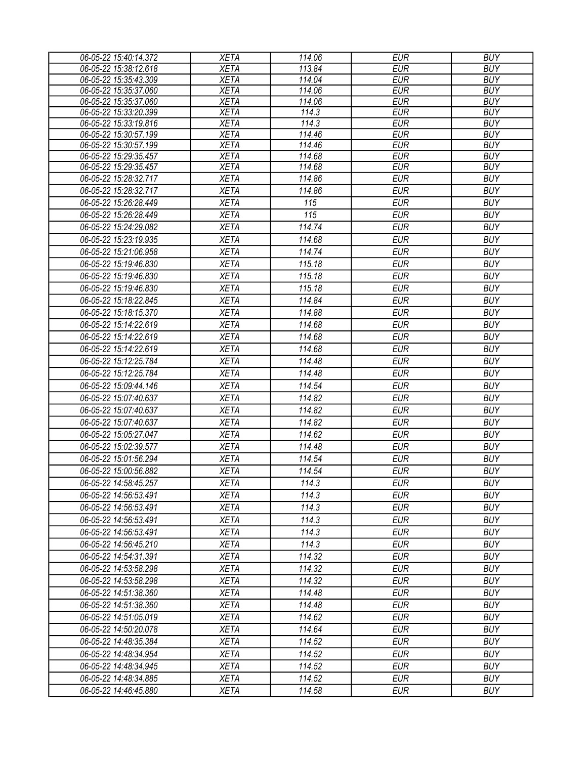| 06-05-22 15:40:14.372 | XETA | 114.06 | EUR | BUY |
|---|---|---|---|---|
| 06-05-22 15:38:12.618 | XETA | 113.84 | EUR | BUY |
| 06-05-22 15:35:43.309 | XETA | 114.04 | EUR | BUY |
| 06-05-22 15:35:37.060 | XETA | 114.06 | EUR | BUY |
| 06-05-22 15:35:37.060 | XETA | 114.06 | EUR | BUY |
| 06-05-22 15:33:20.399 | XETA | 114.3 | EUR | BUY |
| 06-05-22 15:33:19.816 | XETA | 114.3 | EUR | BUY |
| 06-05-22 15:30:57.199 | XETA | 114.46 | EUR | BUY |
| 06-05-22 15:30:57.199 | XETA | 114.46 | EUR | BUY |
| 06-05-22 15:29:35.457 | XETA | 114.68 | EUR | BUY |
| 06-05-22 15:29:35.457 | XETA | 114.68 | EUR | BUY |
| 06-05-22 15:28:32.717 | XETA | 114.86 | EUR | BUY |
| 06-05-22 15:28:32.717 | XETA | 114.86 | EUR | BUY |
| 06-05-22 15:26:28.449 | XETA | 115 | EUR | BUY |
| 06-05-22 15:26:28.449 | XETA | 115 | EUR | BUY |
| 06-05-22 15:24:29.082 | XETA | 114.74 | EUR | BUY |
| 06-05-22 15:23:19.935 | XETA | 114.68 | EUR | BUY |
| 06-05-22 15:21:06.958 | XETA | 114.74 | EUR | BUY |
| 06-05-22 15:19:46.830 | XETA | 115.18 | EUR | BUY |
| 06-05-22 15:19:46.830 | XETA | 115.18 | EUR | BUY |
| 06-05-22 15:19:46.830 | XETA | 115.18 | EUR | BUY |
| 06-05-22 15:18:22.845 | XETA | 114.84 | EUR | BUY |
| 06-05-22 15:18:15.370 | XETA | 114.88 | EUR | BUY |
| 06-05-22 15:14:22.619 | XETA | 114.68 | EUR | BUY |
| 06-05-22 15:14:22.619 | XETA | 114.68 | EUR | BUY |
| 06-05-22 15:14:22.619 | XETA | 114.68 | EUR | BUY |
| 06-05-22 15:12:25.784 | XETA | 114.48 | EUR | BUY |
| 06-05-22 15:12:25.784 | XETA | 114.48 | EUR | BUY |
| 06-05-22 15:09:44.146 | XETA | 114.54 | EUR | BUY |
| 06-05-22 15:07:40.637 | XETA | 114.82 | EUR | BUY |
| 06-05-22 15:07:40.637 | XETA | 114.82 | EUR | BUY |
| 06-05-22 15:07:40.637 | XETA | 114.82 | EUR | BUY |
| 06-05-22 15:05:27.047 | XETA | 114.62 | EUR | BUY |
| 06-05-22 15:02:39.577 | XETA | 114.48 | EUR | BUY |
| 06-05-22 15:01:56.294 | XETA | 114.54 | EUR | BUY |
| 06-05-22 15:00:56.882 | XETA | 114.54 | EUR | BUY |
| 06-05-22 14:58:45.257 | XETA | 114.3 | EUR | BUY |
| 06-05-22 14:56:53.491 | XETA | 114.3 | EUR | BUY |
| 06-05-22 14:56:53.491 | XETA | 114.3 | EUR | BUY |
| 06-05-22 14:56:53.491 | XETA | 114.3 | EUR | BUY |
| 06-05-22 14:56:53.491 | XETA | 114.3 | EUR | BUY |
| 06-05-22 14:56:45.210 | XETA | 114.3 | EUR | BUY |
| 06-05-22 14:54:31.391 | XETA | 114.32 | EUR | BUY |
| 06-05-22 14:53:58.298 | XETA | 114.32 | EUR | BUY |
| 06-05-22 14:53:58.298 | XETA | 114.32 | EUR | BUY |
| 06-05-22 14:51:38.360 | XETA | 114.48 | EUR | BUY |
| 06-05-22 14:51:38.360 | XETA | 114.48 | EUR | BUY |
| 06-05-22 14:51:05.019 | XETA | 114.62 | EUR | BUY |
| 06-05-22 14:50:20.078 | XETA | 114.64 | EUR | BUY |
| 06-05-22 14:48:35.384 | XETA | 114.52 | EUR | BUY |
| 06-05-22 14:48:34.954 | XETA | 114.52 | EUR | BUY |
| 06-05-22 14:48:34.945 | XETA | 114.52 | EUR | BUY |
| 06-05-22 14:48:34.885 | XETA | 114.52 | EUR | BUY |
| 06-05-22 14:46:45.880 | XETA | 114.58 | EUR | BUY |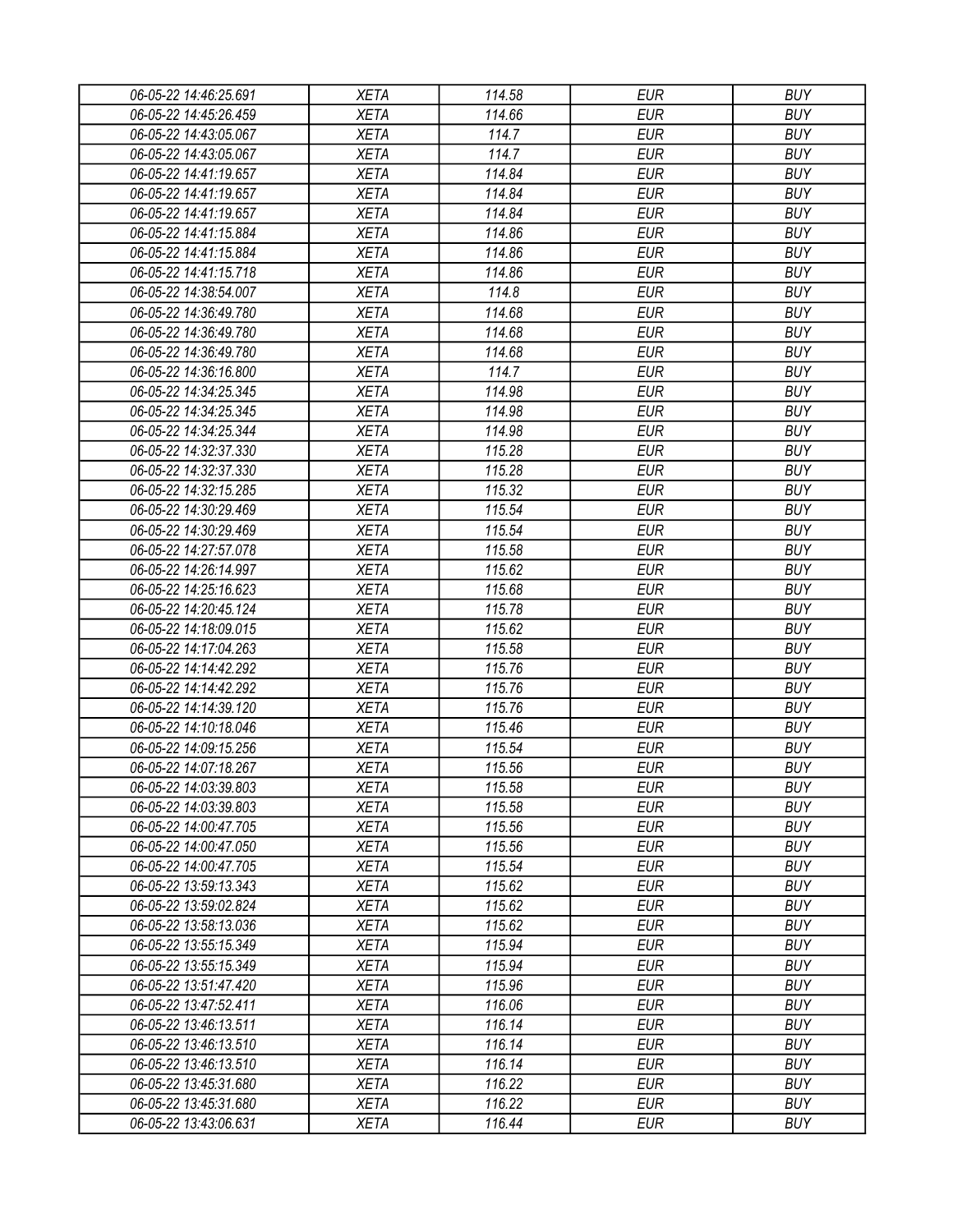| | | | | |
|---|---|---|---|---|
| *06-05-22 14:46:25.691* | *XETA* | *114.58* | *EUR* | *BUY* |
| *06-05-22 14:45:26.459* | *XETA* | *114.66* | *EUR* | *BUY* |
| *06-05-22 14:43:05.067* | *XETA* | *114.7* | *EUR* | *BUY* |
| *06-05-22 14:43:05.067* | *XETA* | *114.7* | *EUR* | *BUY* |
| *06-05-22 14:41:19.657* | *XETA* | *114.84* | *EUR* | *BUY* |
| *06-05-22 14:41:19.657* | *XETA* | *114.84* | *EUR* | *BUY* |
| *06-05-22 14:41:19.657* | *XETA* | *114.84* | *EUR* | *BUY* |
| *06-05-22 14:41:15.884* | *XETA* | *114.86* | *EUR* | *BUY* |
| *06-05-22 14:41:15.884* | *XETA* | *114.86* | *EUR* | *BUY* |
| *06-05-22 14:41:15.718* | *XETA* | *114.86* | *EUR* | *BUY* |
| *06-05-22 14:38:54.007* | *XETA* | *114.8* | *EUR* | *BUY* |
| *06-05-22 14:36:49.780* | *XETA* | *114.68* | *EUR* | *BUY* |
| *06-05-22 14:36:49.780* | *XETA* | *114.68* | *EUR* | *BUY* |
| *06-05-22 14:36:49.780* | *XETA* | *114.68* | *EUR* | *BUY* |
| *06-05-22 14:36:16.800* | *XETA* | *114.7* | *EUR* | *BUY* |
| *06-05-22 14:34:25.345* | *XETA* | *114.98* | *EUR* | *BUY* |
| *06-05-22 14:34:25.345* | *XETA* | *114.98* | *EUR* | *BUY* |
| *06-05-22 14:34:25.344* | *XETA* | *114.98* | *EUR* | *BUY* |
| *06-05-22 14:32:37.330* | *XETA* | *115.28* | *EUR* | *BUY* |
| *06-05-22 14:32:37.330* | *XETA* | *115.28* | *EUR* | *BUY* |
| *06-05-22 14:32:15.285* | *XETA* | *115.32* | *EUR* | *BUY* |
| *06-05-22 14:30:29.469* | *XETA* | *115.54* | *EUR* | *BUY* |
| *06-05-22 14:30:29.469* | *XETA* | *115.54* | *EUR* | *BUY* |
| *06-05-22 14:27:57.078* | *XETA* | *115.58* | *EUR* | *BUY* |
| *06-05-22 14:26:14.997* | *XETA* | *115.62* | *EUR* | *BUY* |
| *06-05-22 14:25:16.623* | *XETA* | *115.68* | *EUR* | *BUY* |
| *06-05-22 14:20:45.124* | *XETA* | *115.78* | *EUR* | *BUY* |
| *06-05-22 14:18:09.015* | *XETA* | *115.62* | *EUR* | *BUY* |
| *06-05-22 14:17:04.263* | *XETA* | *115.58* | *EUR* | *BUY* |
| *06-05-22 14:14:42.292* | *XETA* | *115.76* | *EUR* | *BUY* |
| *06-05-22 14:14:42.292* | *XETA* | *115.76* | *EUR* | *BUY* |
| *06-05-22 14:14:39.120* | *XETA* | *115.76* | *EUR* | *BUY* |
| *06-05-22 14:10:18.046* | *XETA* | *115.46* | *EUR* | *BUY* |
| *06-05-22 14:09:15.256* | *XETA* | *115.54* | *EUR* | *BUY* |
| *06-05-22 14:07:18.267* | *XETA* | *115.56* | *EUR* | *BUY* |
| *06-05-22 14:03:39.803* | *XETA* | *115.58* | *EUR* | *BUY* |
| *06-05-22 14:03:39.803* | *XETA* | *115.58* | *EUR* | *BUY* |
| *06-05-22 14:00:47.705* | *XETA* | *115.56* | *EUR* | *BUY* |
| *06-05-22 14:00:47.050* | *XETA* | *115.56* | *EUR* | *BUY* |
| *06-05-22 14:00:47.705* | *XETA* | *115.54* | *EUR* | *BUY* |
| *06-05-22 13:59:13.343* | *XETA* | *115.62* | *EUR* | *BUY* |
| *06-05-22 13:59:02.824* | *XETA* | *115.62* | *EUR* | *BUY* |
| *06-05-22 13:58:13.036* | *XETA* | *115.62* | *EUR* | *BUY* |
| *06-05-22 13:55:15.349* | *XETA* | *115.94* | *EUR* | *BUY* |
| *06-05-22 13:55:15.349* | *XETA* | *115.94* | *EUR* | *BUY* |
| *06-05-22 13:51:47.420* | *XETA* | *115.96* | *EUR* | *BUY* |
| *06-05-22 13:47:52.411* | *XETA* | *116.06* | *EUR* | *BUY* |
| *06-05-22 13:46:13.511* | *XETA* | *116.14* | *EUR* | *BUY* |
| *06-05-22 13:46:13.510* | *XETA* | *116.14* | *EUR* | *BUY* |
| *06-05-22 13:46:13.510* | *XETA* | *116.14* | *EUR* | *BUY* |
| *06-05-22 13:45:31.680* | *XETA* | *116.22* | *EUR* | *BUY* |
| *06-05-22 13:45:31.680* | *XETA* | *116.22* | *EUR* | *BUY* |
| *06-05-22 13:43:06.631* | *XETA* | *116.44* | *EUR* | *BUY* |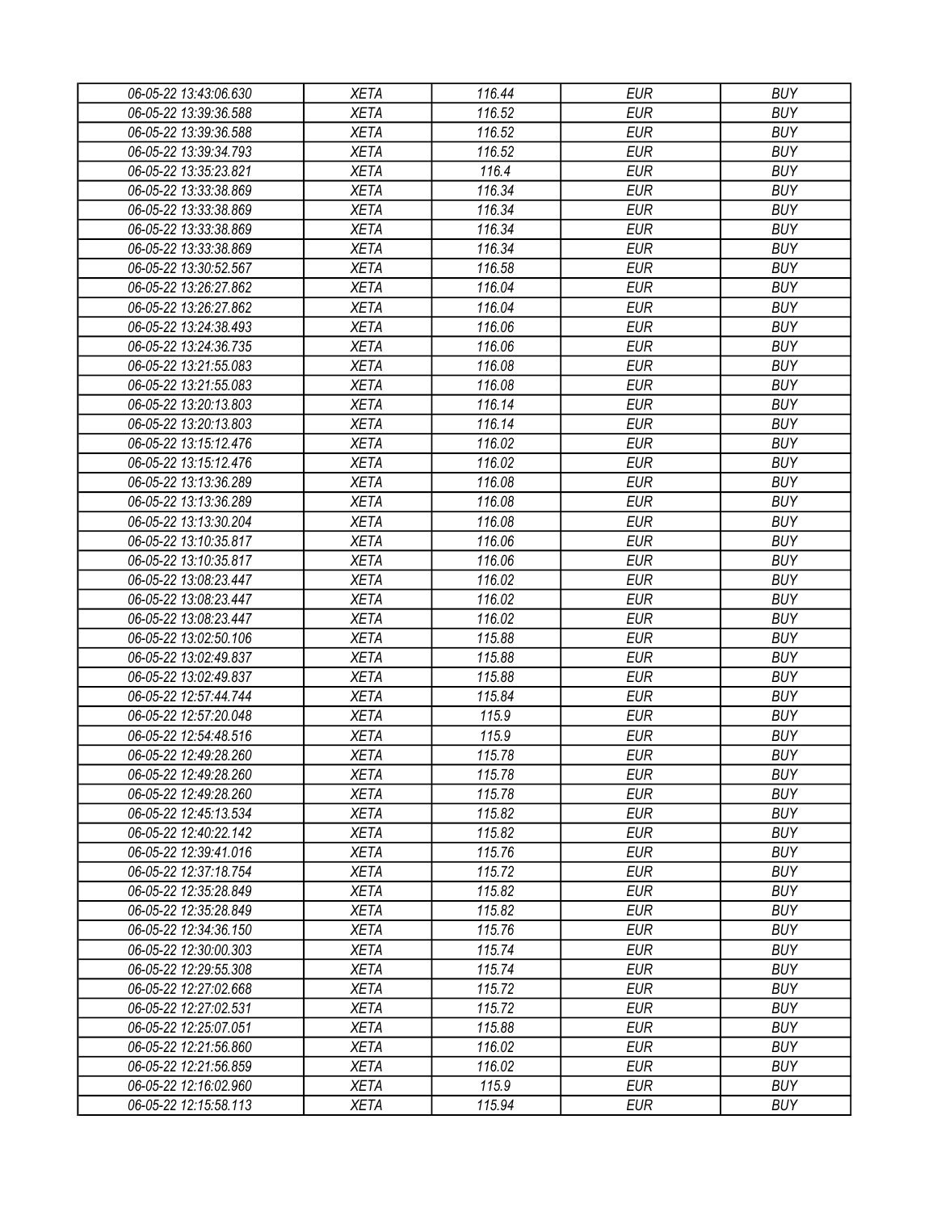| 06-05-22 13:43:06.630 | XETA | 116.44 | EUR | BUY |
|---|---|---|---|---|
| 06-05-22 13:39:36.588 | XETA | 116.52 | EUR | BUY |
| 06-05-22 13:39:36.588 | XETA | 116.52 | EUR | BUY |
| 06-05-22 13:39:34.793 | XETA | 116.52 | EUR | BUY |
| 06-05-22 13:35:23.821 | XETA | 116.4 | EUR | BUY |
| 06-05-22 13:33:38.869 | XETA | 116.34 | EUR | BUY |
| 06-05-22 13:33:38.869 | XETA | 116.34 | EUR | BUY |
| 06-05-22 13:33:38.869 | XETA | 116.34 | EUR | BUY |
| 06-05-22 13:33:38.869 | XETA | 116.34 | EUR | BUY |
| 06-05-22 13:30:52.567 | XETA | 116.58 | EUR | BUY |
| 06-05-22 13:26:27.862 | XETA | 116.04 | EUR | BUY |
| 06-05-22 13:26:27.862 | XETA | 116.04 | EUR | BUY |
| 06-05-22 13:24:38.493 | XETA | 116.06 | EUR | BUY |
| 06-05-22 13:24:36.735 | XETA | 116.06 | EUR | BUY |
| 06-05-22 13:21:55.083 | XETA | 116.08 | EUR | BUY |
| 06-05-22 13:21:55.083 | XETA | 116.08 | EUR | BUY |
| 06-05-22 13:20:13.803 | XETA | 116.14 | EUR | BUY |
| 06-05-22 13:20:13.803 | XETA | 116.14 | EUR | BUY |
| 06-05-22 13:15:12.476 | XETA | 116.02 | EUR | BUY |
| 06-05-22 13:15:12.476 | XETA | 116.02 | EUR | BUY |
| 06-05-22 13:13:36.289 | XETA | 116.08 | EUR | BUY |
| 06-05-22 13:13:36.289 | XETA | 116.08 | EUR | BUY |
| 06-05-22 13:13:30.204 | XETA | 116.08 | EUR | BUY |
| 06-05-22 13:10:35.817 | XETA | 116.06 | EUR | BUY |
| 06-05-22 13:10:35.817 | XETA | 116.06 | EUR | BUY |
| 06-05-22 13:08:23.447 | XETA | 116.02 | EUR | BUY |
| 06-05-22 13:08:23.447 | XETA | 116.02 | EUR | BUY |
| 06-05-22 13:08:23.447 | XETA | 116.02 | EUR | BUY |
| 06-05-22 13:02:50.106 | XETA | 115.88 | EUR | BUY |
| 06-05-22 13:02:49.837 | XETA | 115.88 | EUR | BUY |
| 06-05-22 13:02:49.837 | XETA | 115.88 | EUR | BUY |
| 06-05-22 12:57:44.744 | XETA | 115.84 | EUR | BUY |
| 06-05-22 12:57:20.048 | XETA | 115.9 | EUR | BUY |
| 06-05-22 12:54:48.516 | XETA | 115.9 | EUR | BUY |
| 06-05-22 12:49:28.260 | XETA | 115.78 | EUR | BUY |
| 06-05-22 12:49:28.260 | XETA | 115.78 | EUR | BUY |
| 06-05-22 12:49:28.260 | XETA | 115.78 | EUR | BUY |
| 06-05-22 12:45:13.534 | XETA | 115.82 | EUR | BUY |
| 06-05-22 12:40:22.142 | XETA | 115.82 | EUR | BUY |
| 06-05-22 12:39:41.016 | XETA | 115.76 | EUR | BUY |
| 06-05-22 12:37:18.754 | XETA | 115.72 | EUR | BUY |
| 06-05-22 12:35:28.849 | XETA | 115.82 | EUR | BUY |
| 06-05-22 12:35:28.849 | XETA | 115.82 | EUR | BUY |
| 06-05-22 12:34:36.150 | XETA | 115.76 | EUR | BUY |
| 06-05-22 12:30:00.303 | XETA | 115.74 | EUR | BUY |
| 06-05-22 12:29:55.308 | XETA | 115.74 | EUR | BUY |
| 06-05-22 12:27:02.668 | XETA | 115.72 | EUR | BUY |
| 06-05-22 12:27:02.531 | XETA | 115.72 | EUR | BUY |
| 06-05-22 12:25:07.051 | XETA | 115.88 | EUR | BUY |
| 06-05-22 12:21:56.860 | XETA | 116.02 | EUR | BUY |
| 06-05-22 12:21:56.859 | XETA | 116.02 | EUR | BUY |
| 06-05-22 12:16:02.960 | XETA | 115.9 | EUR | BUY |
| 06-05-22 12:15:58.113 | XETA | 115.94 | EUR | BUY |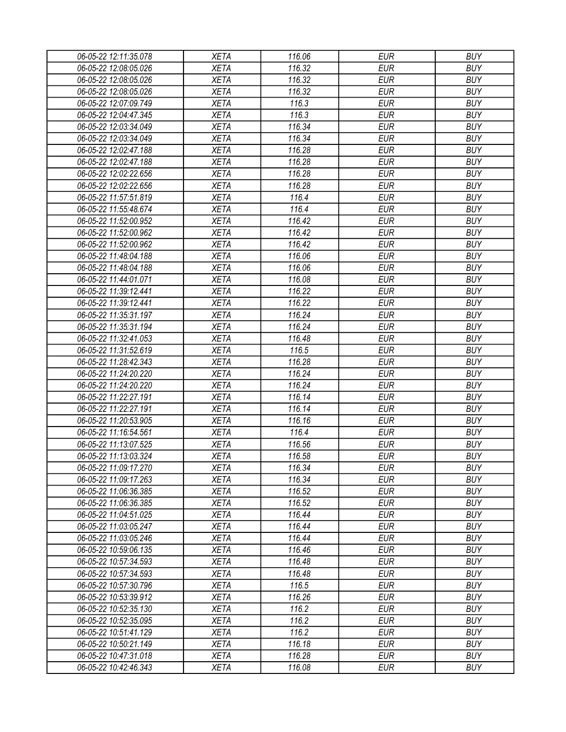| 06-05-22 12:11:35.078 | XETA | 116.06 | EUR | BUY |
|---|---|---|---|---|
| 06-05-22 12:08:05.026 | XETA | 116.32 | EUR | BUY |
| 06-05-22 12:08:05.026 | XETA | 116.32 | EUR | BUY |
| 06-05-22 12:08:05.026 | XETA | 116.32 | EUR | BUY |
| 06-05-22 12:07:09.749 | XETA | 116.3 | EUR | BUY |
| 06-05-22 12:04:47.345 | XETA | 116.3 | EUR | BUY |
| 06-05-22 12:03:34.049 | XETA | 116.34 | EUR | BUY |
| 06-05-22 12:03:34.049 | XETA | 116.34 | EUR | BUY |
| 06-05-22 12:02:47.188 | XETA | 116.28 | EUR | BUY |
| 06-05-22 12:02:47.188 | XETA | 116.28 | EUR | BUY |
| 06-05-22 12:02:22.656 | XETA | 116.28 | EUR | BUY |
| 06-05-22 12:02:22.656 | XETA | 116.28 | EUR | BUY |
| 06-05-22 11:57:51.819 | XETA | 116.4 | EUR | BUY |
| 06-05-22 11:55:48.674 | XETA | 116.4 | EUR | BUY |
| 06-05-22 11:52:00.952 | XETA | 116.42 | EUR | BUY |
| 06-05-22 11:52:00.962 | XETA | 116.42 | EUR | BUY |
| 06-05-22 11:52:00.962 | XETA | 116.42 | EUR | BUY |
| 06-05-22 11:48:04.188 | XETA | 116.06 | EUR | BUY |
| 06-05-22 11:48:04.188 | XETA | 116.06 | EUR | BUY |
| 06-05-22 11:44:01.071 | XETA | 116.08 | EUR | BUY |
| 06-05-22 11:39:12.441 | XETA | 116.22 | EUR | BUY |
| 06-05-22 11:39:12.441 | XETA | 116.22 | EUR | BUY |
| 06-05-22 11:35:31.197 | XETA | 116.24 | EUR | BUY |
| 06-05-22 11:35:31.194 | XETA | 116.24 | EUR | BUY |
| 06-05-22 11:32:41.053 | XETA | 116.48 | EUR | BUY |
| 06-05-22 11:31:52.619 | XETA | 116.5 | EUR | BUY |
| 06-05-22 11:28:42.343 | XETA | 116.28 | EUR | BUY |
| 06-05-22 11:24:20.220 | XETA | 116.24 | EUR | BUY |
| 06-05-22 11:24:20.220 | XETA | 116.24 | EUR | BUY |
| 06-05-22 11:22:27.191 | XETA | 116.14 | EUR | BUY |
| 06-05-22 11:22:27.191 | XETA | 116.14 | EUR | BUY |
| 06-05-22 11:20:53.905 | XETA | 116.16 | EUR | BUY |
| 06-05-22 11:16:54.561 | XETA | 116.4 | EUR | BUY |
| 06-05-22 11:13:07.525 | XETA | 116.56 | EUR | BUY |
| 06-05-22 11:13:03.324 | XETA | 116.58 | EUR | BUY |
| 06-05-22 11:09:17.270 | XETA | 116.34 | EUR | BUY |
| 06-05-22 11:09:17.263 | XETA | 116.34 | EUR | BUY |
| 06-05-22 11:06:36.385 | XETA | 116.52 | EUR | BUY |
| 06-05-22 11:06:36.385 | XETA | 116.52 | EUR | BUY |
| 06-05-22 11:04:51.025 | XETA | 116.44 | EUR | BUY |
| 06-05-22 11:03:05.247 | XETA | 116.44 | EUR | BUY |
| 06-05-22 11:03:05.246 | XETA | 116.44 | EUR | BUY |
| 06-05-22 10:59:06.135 | XETA | 116.46 | EUR | BUY |
| 06-05-22 10:57:34.593 | XETA | 116.48 | EUR | BUY |
| 06-05-22 10:57:34.593 | XETA | 116.48 | EUR | BUY |
| 06-05-22 10:57:30.796 | XETA | 116.5 | EUR | BUY |
| 06-05-22 10:53:39.912 | XETA | 116.26 | EUR | BUY |
| 06-05-22 10:52:35.130 | XETA | 116.2 | EUR | BUY |
| 06-05-22 10:52:35.095 | XETA | 116.2 | EUR | BUY |
| 06-05-22 10:51:41.129 | XETA | 116.2 | EUR | BUY |
| 06-05-22 10:50:21.149 | XETA | 116.18 | EUR | BUY |
| 06-05-22 10:47:31.018 | XETA | 116.28 | EUR | BUY |
| 06-05-22 10:42:46.343 | XETA | 116.08 | EUR | BUY |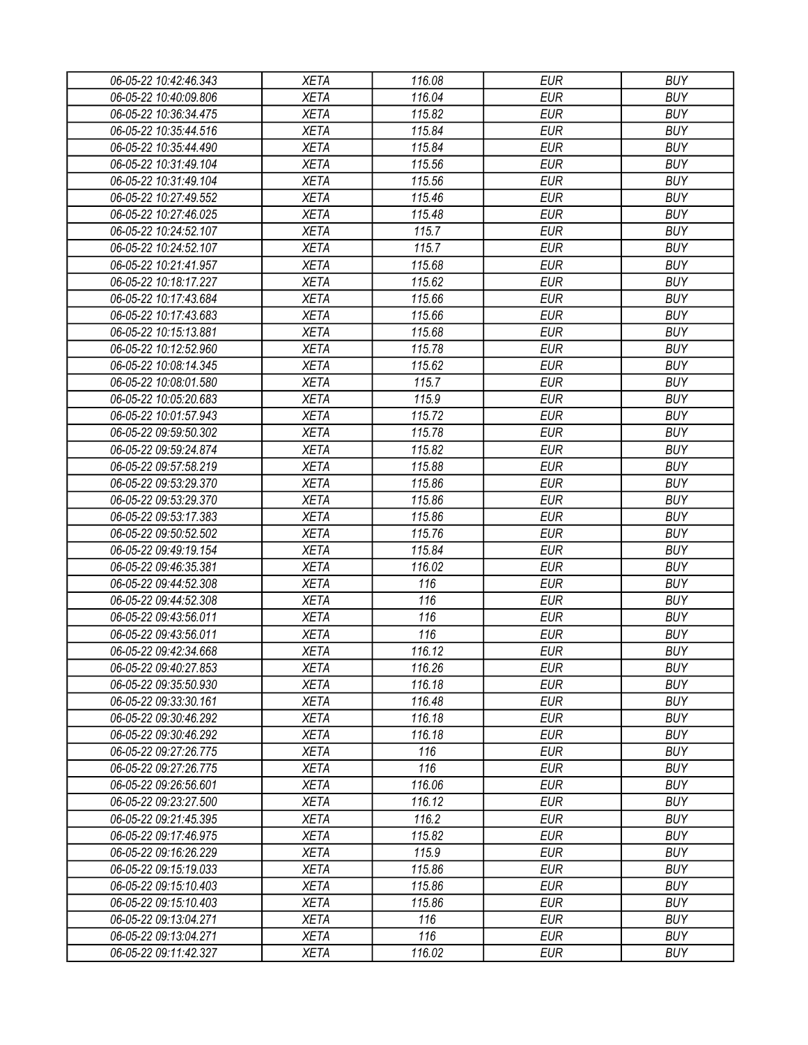| 06-05-22 10:42:46.343 | XETA | 116.08 | EUR | BUY |
|---|---|---|---|---|
| 06-05-22 10:40:09.806 | XETA | 116.04 | EUR | BUY |
| 06-05-22 10:36:34.475 | XETA | 115.82 | EUR | BUY |
| 06-05-22 10:35:44.516 | XETA | 115.84 | EUR | BUY |
| 06-05-22 10:35:44.490 | XETA | 115.84 | EUR | BUY |
| 06-05-22 10:31:49.104 | XETA | 115.56 | EUR | BUY |
| 06-05-22 10:31:49.104 | XETA | 115.56 | EUR | BUY |
| 06-05-22 10:27:49.552 | XETA | 115.46 | EUR | BUY |
| 06-05-22 10:27:46.025 | XETA | 115.48 | EUR | BUY |
| 06-05-22 10:24:52.107 | XETA | 115.7 | EUR | BUY |
| 06-05-22 10:24:52.107 | XETA | 115.7 | EUR | BUY |
| 06-05-22 10:21:41.957 | XETA | 115.68 | EUR | BUY |
| 06-05-22 10:18:17.227 | XETA | 115.62 | EUR | BUY |
| 06-05-22 10:17:43.684 | XETA | 115.66 | EUR | BUY |
| 06-05-22 10:17:43.683 | XETA | 115.66 | EUR | BUY |
| 06-05-22 10:15:13.881 | XETA | 115.68 | EUR | BUY |
| 06-05-22 10:12:52.960 | XETA | 115.78 | EUR | BUY |
| 06-05-22 10:08:14.345 | XETA | 115.62 | EUR | BUY |
| 06-05-22 10:08:01.580 | XETA | 115.7 | EUR | BUY |
| 06-05-22 10:05:20.683 | XETA | 115.9 | EUR | BUY |
| 06-05-22 10:01:57.943 | XETA | 115.72 | EUR | BUY |
| 06-05-22 09:59:50.302 | XETA | 115.78 | EUR | BUY |
| 06-05-22 09:59:24.874 | XETA | 115.82 | EUR | BUY |
| 06-05-22 09:57:58.219 | XETA | 115.88 | EUR | BUY |
| 06-05-22 09:53:29.370 | XETA | 115.86 | EUR | BUY |
| 06-05-22 09:53:29.370 | XETA | 115.86 | EUR | BUY |
| 06-05-22 09:53:17.383 | XETA | 115.86 | EUR | BUY |
| 06-05-22 09:50:52.502 | XETA | 115.76 | EUR | BUY |
| 06-05-22 09:49:19.154 | XETA | 115.84 | EUR | BUY |
| 06-05-22 09:46:35.381 | XETA | 116.02 | EUR | BUY |
| 06-05-22 09:44:52.308 | XETA | 116 | EUR | BUY |
| 06-05-22 09:44:52.308 | XETA | 116 | EUR | BUY |
| 06-05-22 09:43:56.011 | XETA | 116 | EUR | BUY |
| 06-05-22 09:43:56.011 | XETA | 116 | EUR | BUY |
| 06-05-22 09:42:34.668 | XETA | 116.12 | EUR | BUY |
| 06-05-22 09:40:27.853 | XETA | 116.26 | EUR | BUY |
| 06-05-22 09:35:50.930 | XETA | 116.18 | EUR | BUY |
| 06-05-22 09:33:30.161 | XETA | 116.48 | EUR | BUY |
| 06-05-22 09:30:46.292 | XETA | 116.18 | EUR | BUY |
| 06-05-22 09:30:46.292 | XETA | 116.18 | EUR | BUY |
| 06-05-22 09:27:26.775 | XETA | 116 | EUR | BUY |
| 06-05-22 09:27:26.775 | XETA | 116 | EUR | BUY |
| 06-05-22 09:26:56.601 | XETA | 116.06 | EUR | BUY |
| 06-05-22 09:23:27.500 | XETA | 116.12 | EUR | BUY |
| 06-05-22 09:21:45.395 | XETA | 116.2 | EUR | BUY |
| 06-05-22 09:17:46.975 | XETA | 115.82 | EUR | BUY |
| 06-05-22 09:16:26.229 | XETA | 115.9 | EUR | BUY |
| 06-05-22 09:15:19.033 | XETA | 115.86 | EUR | BUY |
| 06-05-22 09:15:10.403 | XETA | 115.86 | EUR | BUY |
| 06-05-22 09:15:10.403 | XETA | 115.86 | EUR | BUY |
| 06-05-22 09:13:04.271 | XETA | 116 | EUR | BUY |
| 06-05-22 09:13:04.271 | XETA | 116 | EUR | BUY |
| 06-05-22 09:11:42.327 | XETA | 116.02 | EUR | BUY |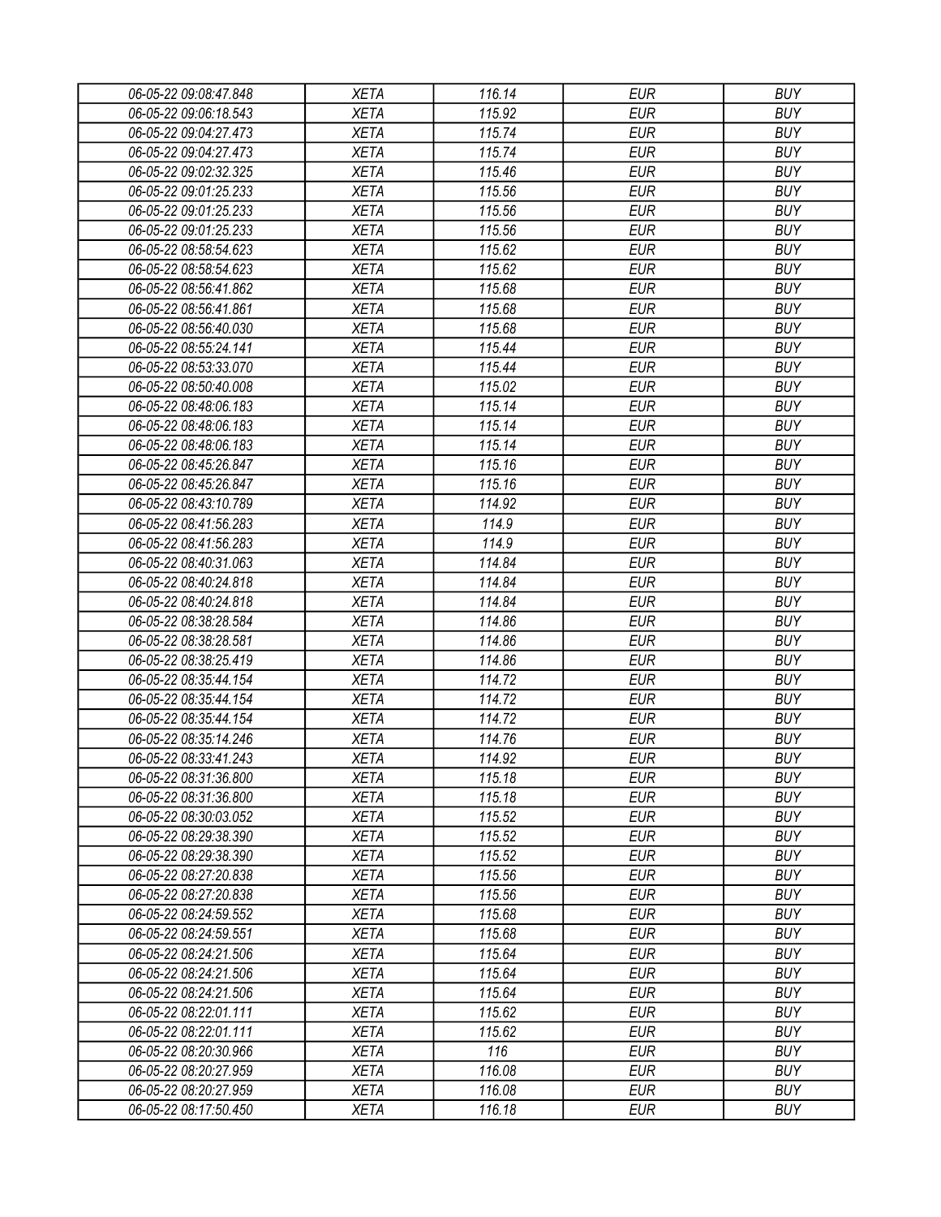| 06-05-22 09:08:47.848 | XETA | 116.14 | EUR | BUY |
|---|---|---|---|---|
| 06-05-22 09:06:18.543 | XETA | 115.92 | EUR | BUY |
| 06-05-22 09:04:27.473 | XETA | 115.74 | EUR | BUY |
| 06-05-22 09:04:27.473 | XETA | 115.74 | EUR | BUY |
| 06-05-22 09:02:32.325 | XETA | 115.46 | EUR | BUY |
| 06-05-22 09:01:25.233 | XETA | 115.56 | EUR | BUY |
| 06-05-22 09:01:25.233 | XETA | 115.56 | EUR | BUY |
| 06-05-22 09:01:25.233 | XETA | 115.56 | EUR | BUY |
| 06-05-22 08:58:54.623 | XETA | 115.62 | EUR | BUY |
| 06-05-22 08:58:54.623 | XETA | 115.62 | EUR | BUY |
| 06-05-22 08:56:41.862 | XETA | 115.68 | EUR | BUY |
| 06-05-22 08:56:41.861 | XETA | 115.68 | EUR | BUY |
| 06-05-22 08:56:40.030 | XETA | 115.68 | EUR | BUY |
| 06-05-22 08:55:24.141 | XETA | 115.44 | EUR | BUY |
| 06-05-22 08:53:33.070 | XETA | 115.44 | EUR | BUY |
| 06-05-22 08:50:40.008 | XETA | 115.02 | EUR | BUY |
| 06-05-22 08:48:06.183 | XETA | 115.14 | EUR | BUY |
| 06-05-22 08:48:06.183 | XETA | 115.14 | EUR | BUY |
| 06-05-22 08:48:06.183 | XETA | 115.14 | EUR | BUY |
| 06-05-22 08:45:26.847 | XETA | 115.16 | EUR | BUY |
| 06-05-22 08:45:26.847 | XETA | 115.16 | EUR | BUY |
| 06-05-22 08:43:10.789 | XETA | 114.92 | EUR | BUY |
| 06-05-22 08:41:56.283 | XETA | 114.9 | EUR | BUY |
| 06-05-22 08:41:56.283 | XETA | 114.9 | EUR | BUY |
| 06-05-22 08:40:31.063 | XETA | 114.84 | EUR | BUY |
| 06-05-22 08:40:24.818 | XETA | 114.84 | EUR | BUY |
| 06-05-22 08:40:24.818 | XETA | 114.84 | EUR | BUY |
| 06-05-22 08:38:28.584 | XETA | 114.86 | EUR | BUY |
| 06-05-22 08:38:28.581 | XETA | 114.86 | EUR | BUY |
| 06-05-22 08:38:25.419 | XETA | 114.86 | EUR | BUY |
| 06-05-22 08:35:44.154 | XETA | 114.72 | EUR | BUY |
| 06-05-22 08:35:44.154 | XETA | 114.72 | EUR | BUY |
| 06-05-22 08:35:44.154 | XETA | 114.72 | EUR | BUY |
| 06-05-22 08:35:14.246 | XETA | 114.76 | EUR | BUY |
| 06-05-22 08:33:41.243 | XETA | 114.92 | EUR | BUY |
| 06-05-22 08:31:36.800 | XETA | 115.18 | EUR | BUY |
| 06-05-22 08:31:36.800 | XETA | 115.18 | EUR | BUY |
| 06-05-22 08:30:03.052 | XETA | 115.52 | EUR | BUY |
| 06-05-22 08:29:38.390 | XETA | 115.52 | EUR | BUY |
| 06-05-22 08:29:38.390 | XETA | 115.52 | EUR | BUY |
| 06-05-22 08:27:20.838 | XETA | 115.56 | EUR | BUY |
| 06-05-22 08:27:20.838 | XETA | 115.56 | EUR | BUY |
| 06-05-22 08:24:59.552 | XETA | 115.68 | EUR | BUY |
| 06-05-22 08:24:59.551 | XETA | 115.68 | EUR | BUY |
| 06-05-22 08:24:21.506 | XETA | 115.64 | EUR | BUY |
| 06-05-22 08:24:21.506 | XETA | 115.64 | EUR | BUY |
| 06-05-22 08:24:21.506 | XETA | 115.64 | EUR | BUY |
| 06-05-22 08:22:01.111 | XETA | 115.62 | EUR | BUY |
| 06-05-22 08:22:01.111 | XETA | 115.62 | EUR | BUY |
| 06-05-22 08:20:30.966 | XETA | 116 | EUR | BUY |
| 06-05-22 08:20:27.959 | XETA | 116.08 | EUR | BUY |
| 06-05-22 08:20:27.959 | XETA | 116.08 | EUR | BUY |
| 06-05-22 08:17:50.450 | XETA | 116.18 | EUR | BUY |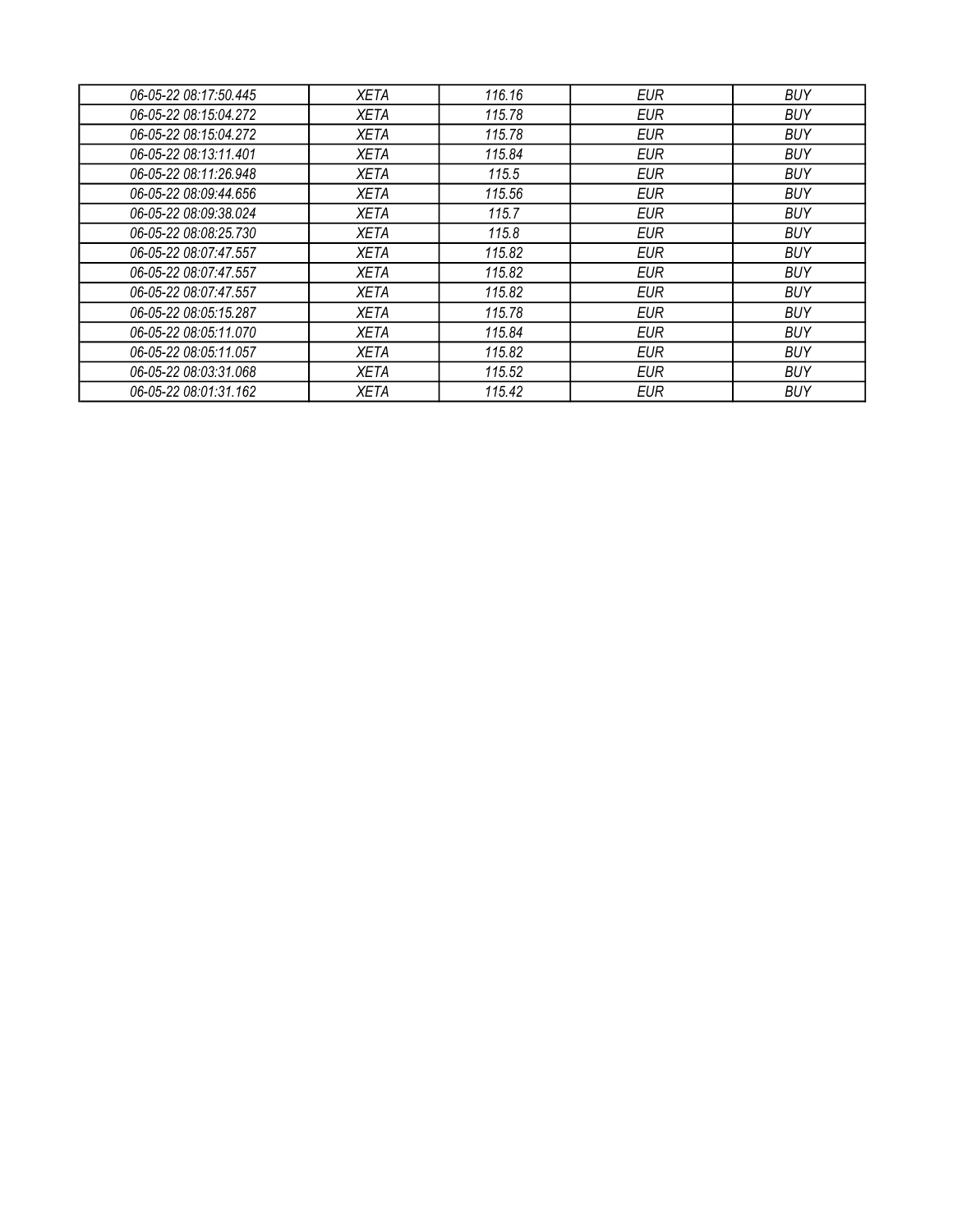| | | | | |
|---|---|---|---|---|
| *06-05-22 08:17:50.445* | *XETA* | *116.16* | *EUR* | *BUY* |
| *06-05-22 08:15:04.272* | *XETA* | *115.78* | *EUR* | *BUY* |
| *06-05-22 08:15:04.272* | *XETA* | *115.78* | *EUR* | *BUY* |
| *06-05-22 08:13:11.401* | *XETA* | *115.84* | *EUR* | *BUY* |
| *06-05-22 08:11:26.948* | *XETA* | *115.5* | *EUR* | *BUY* |
| *06-05-22 08:09:44.656* | *XETA* | *115.56* | *EUR* | *BUY* |
| *06-05-22 08:09:38.024* | *XETA* | *115.7* | *EUR* | *BUY* |
| *06-05-22 08:08:25.730* | *XETA* | *115.8* | *EUR* | *BUY* |
| *06-05-22 08:07:47.557* | *XETA* | *115.82* | *EUR* | *BUY* |
| *06-05-22 08:07:47.557* | *XETA* | *115.82* | *EUR* | *BUY* |
| *06-05-22 08:07:47.557* | *XETA* | *115.82* | *EUR* | *BUY* |
| *06-05-22 08:05:15.287* | *XETA* | *115.78* | *EUR* | *BUY* |
| *06-05-22 08:05:11.070* | *XETA* | *115.84* | *EUR* | *BUY* |
| *06-05-22 08:05:11.057* | *XETA* | *115.82* | *EUR* | *BUY* |
| *06-05-22 08:03:31.068* | *XETA* | *115.52* | *EUR* | *BUY* |
| *06-05-22 08:01:31.162* | *XETA* | *115.42* | *EUR* | *BUY* |